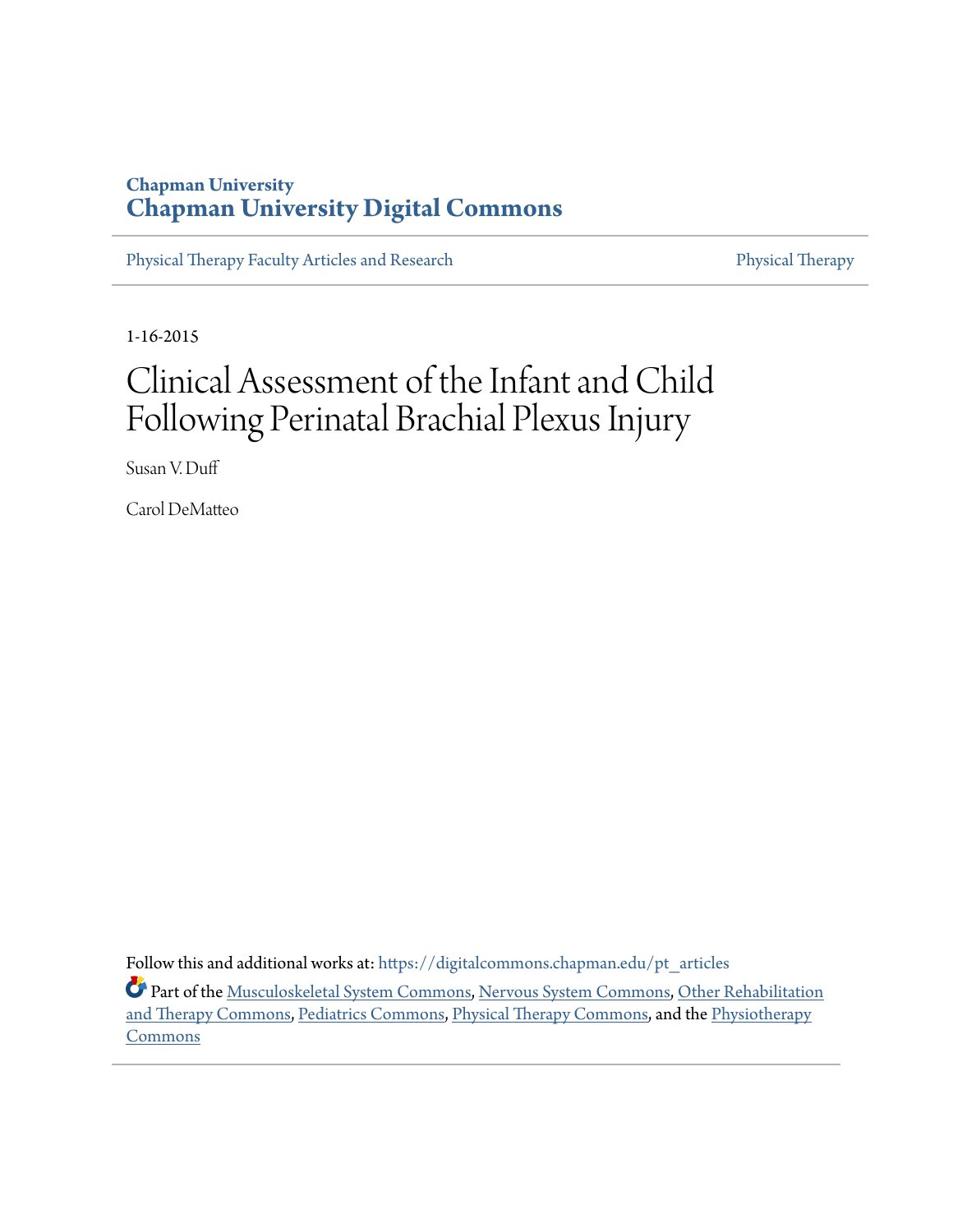Chapman University

**Chapman University Digital Commons**

Physical Therapy Faculty Articles and Research

Physical Therapy

1-16-2015

# Clinical Assessment of the Infant and Child Following Perinatal Brachial Plexus Injury

Susan V. Duff

Carol DeMatteo

Follow this and additional works at: https://digitalcommons.chapman.edu/pt_articles

Part of the Musculoskeletal System Commons, Nervous System Commons, Other Rehabilitation and Therapy Commons, Pediatrics Commons, Physical Therapy Commons, and the Physiotherapy Commons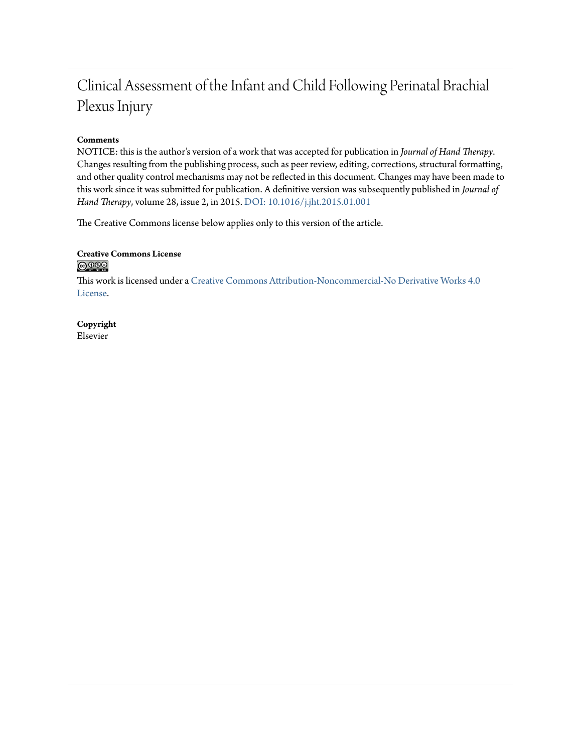# Clinical Assessment of the Infant and Child Following Perinatal Brachial Plexus Injury

**Comments**

NOTICE: this is the author's version of a work that was accepted for publication in *Journal of Hand Therapy*. Changes resulting from the publishing process, such as peer review, editing, corrections, structural formatting, and other quality control mechanisms may not be reflected in this document. Changes may have been made to this work since it was submitted for publication. A definitive version was subsequently published in *Journal of Hand Therapy*, volume 28, issue 2, in 2015. DOI: 10.1016/j.jht.2015.01.001

The Creative Commons license below applies only to this version of the article.

**Creative Commons License**

This work is licensed under a Creative Commons Attribution-Noncommercial-No Derivative Works 4.0 License.

**Copyright**

Elsevier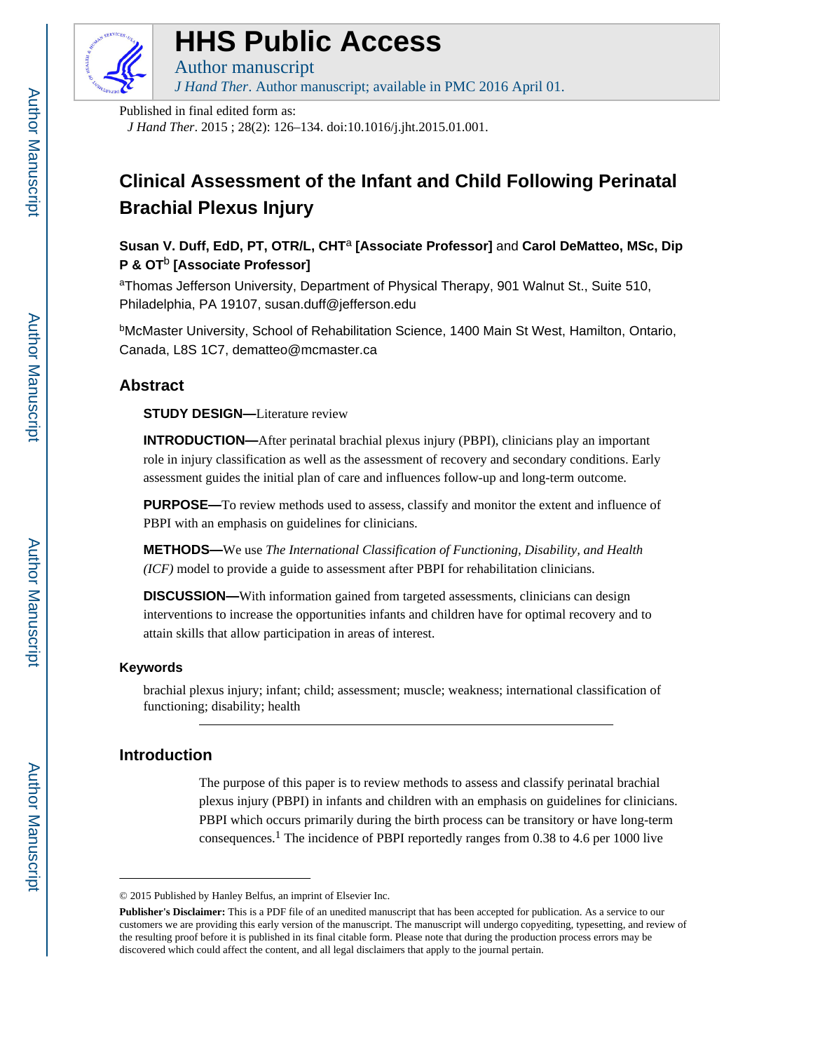# Clinical Assessment of the Infant and Child Following Perinatal Brachial Plexus Injury

**Susan V. Duff, EdD, PT, OTR/L, CHT**[a] **[Associate Professor]** and **Carol DeMatteo, MSc, Dip P & OT**[b] **[Associate Professor]**

[a]Thomas Jefferson University, Department of Physical Therapy, 901 Walnut St., Suite 510, Philadelphia, PA 19107, susan.duff@jefferson.edu

[b]McMaster University, School of Rehabilitation Science, 1400 Main St West, Hamilton, Ontario, Canada, L8S 1C7, dematteo@mcmaster.ca

## Abstract

**STUDY DESIGN—**Literature review

**INTRODUCTION—**After perinatal brachial plexus injury (PBPI), clinicians play an important role in injury classification as well as the assessment of recovery and secondary conditions. Early assessment guides the initial plan of care and influences follow-up and long-term outcome.

**PURPOSE—**To review methods used to assess, classify and monitor the extent and influence of PBPI with an emphasis on guidelines for clinicians.

**METHODS—**We use *The International Classification of Functioning, Disability, and Health (ICF)* model to provide a guide to assessment after PBPI for rehabilitation clinicians.

**DISCUSSION—**With information gained from targeted assessments, clinicians can design interventions to increase the opportunities infants and children have for optimal recovery and to attain skills that allow participation in areas of interest.

### Keywords

brachial plexus injury; infant; child; assessment; muscle; weakness; international classification of functioning; disability; health

## Introduction

The purpose of this paper is to review methods to assess and classify perinatal brachial plexus injury (PBPI) in infants and children with an emphasis on guidelines for clinicians. PBPI which occurs primarily during the birth process can be transitory or have long-term consequences.[1] The incidence of PBPI reportedly ranges from 0.38 to 4.6 per 1000 live

© 2015 Published by Hanley Belfus, an imprint of Elsevier Inc.

**Publisher's Disclaimer:** This is a PDF file of an unedited manuscript that has been accepted for publication. As a service to our customers we are providing this early version of the manuscript. The manuscript will undergo copyediting, typesetting, and review of the resulting proof before it is published in its final citable form. Please note that during the production process errors may be discovered which could affect the content, and all legal disclaimers that apply to the journal pertain.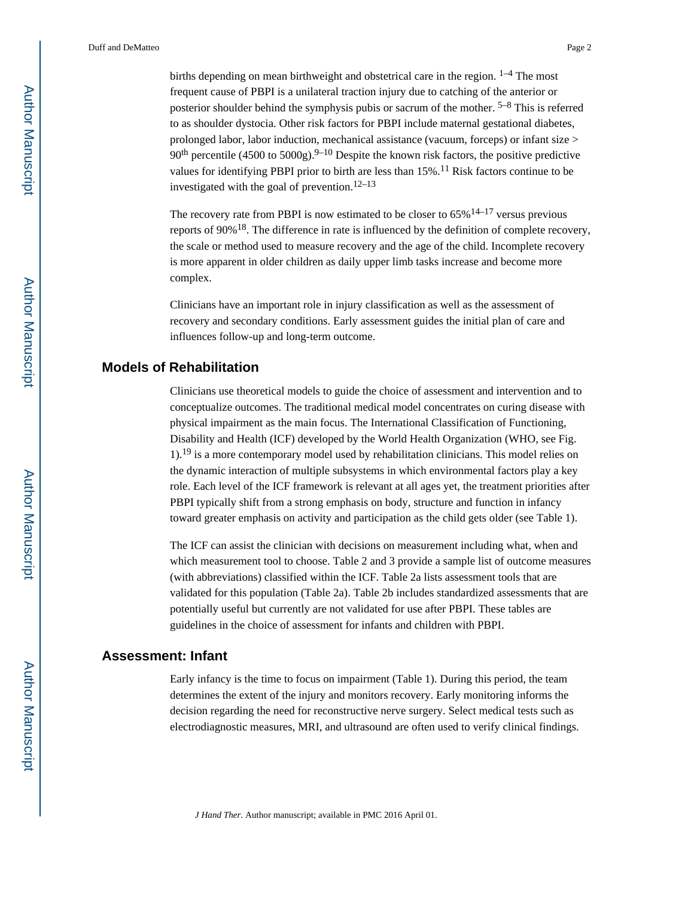births depending on mean birthweight and obstetrical care in the region. [1–4] The most frequent cause of PBPI is a unilateral traction injury due to catching of the anterior or posterior shoulder behind the symphysis pubis or sacrum of the mother. [5–8] This is referred to as shoulder dystocia. Other risk factors for PBPI include maternal gestational diabetes, prolonged labor, labor induction, mechanical assistance (vacuum, forceps) or infant size > 90$^{th}$ percentile (4500 to 5000g).[9–10] Despite the known risk factors, the positive predictive values for identifying PBPI prior to birth are less than 15%.[11] Risk factors continue to be investigated with the goal of prevention.[12–13]

The recovery rate from PBPI is now estimated to be closer to 65%[14–17] versus previous reports of 90%[18]. The difference in rate is influenced by the definition of complete recovery, the scale or method used to measure recovery and the age of the child. Incomplete recovery is more apparent in older children as daily upper limb tasks increase and become more complex.

Clinicians have an important role in injury classification as well as the assessment of recovery and secondary conditions. Early assessment guides the initial plan of care and influences follow-up and long-term outcome.

## Models of Rehabilitation

Clinicians use theoretical models to guide the choice of assessment and intervention and to conceptualize outcomes. The traditional medical model concentrates on curing disease with physical impairment as the main focus. The International Classification of Functioning, Disability and Health (ICF) developed by the World Health Organization (WHO, see Fig. 1).[19] is a more contemporary model used by rehabilitation clinicians. This model relies on the dynamic interaction of multiple subsystems in which environmental factors play a key role. Each level of the ICF framework is relevant at all ages yet, the treatment priorities after PBPI typically shift from a strong emphasis on body, structure and function in infancy toward greater emphasis on activity and participation as the child gets older (see Table 1).

The ICF can assist the clinician with decisions on measurement including what, when and which measurement tool to choose. Table 2 and 3 provide a sample list of outcome measures (with abbreviations) classified within the ICF. Table 2a lists assessment tools that are validated for this population (Table 2a). Table 2b includes standardized assessments that are potentially useful but currently are not validated for use after PBPI. These tables are guidelines in the choice of assessment for infants and children with PBPI.

## Assessment: Infant

Early infancy is the time to focus on impairment (Table 1). During this period, the team determines the extent of the injury and monitors recovery. Early monitoring informs the decision regarding the need for reconstructive nerve surgery. Select medical tests such as electrodiagnostic measures, MRI, and ultrasound are often used to verify clinical findings.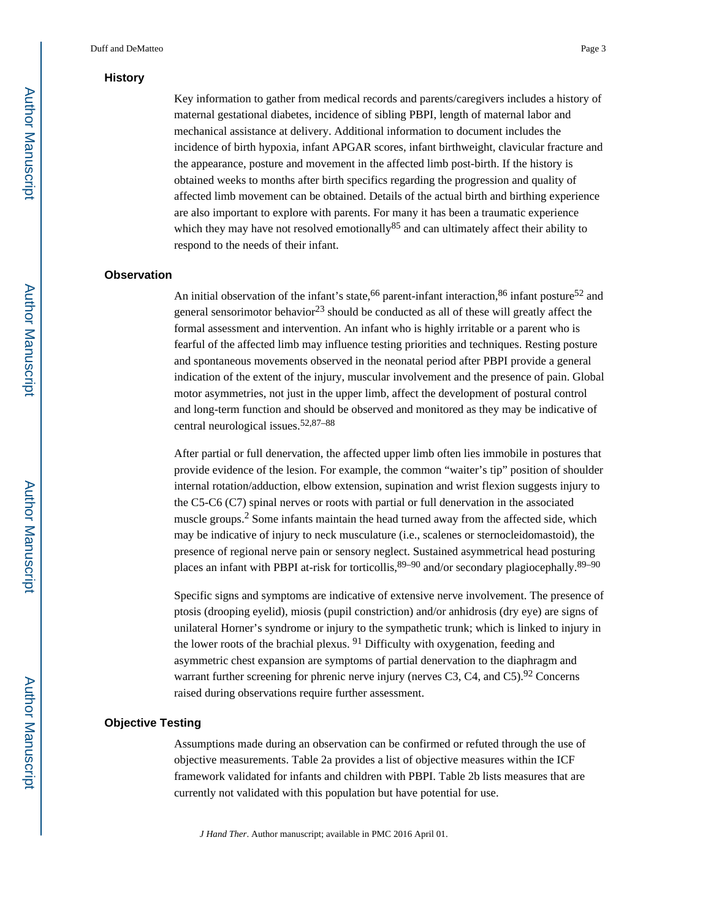## History

Key information to gather from medical records and parents/caregivers includes a history of maternal gestational diabetes, incidence of sibling PBPI, length of maternal labor and mechanical assistance at delivery. Additional information to document includes the incidence of birth hypoxia, infant APGAR scores, infant birthweight, clavicular fracture and the appearance, posture and movement in the affected limb post-birth. If the history is obtained weeks to months after birth specifics regarding the progression and quality of affected limb movement can be obtained. Details of the actual birth and birthing experience are also important to explore with parents. For many it has been a traumatic experience which they may have not resolved emotionally[85] and can ultimately affect their ability to respond to the needs of their infant.

## Observation

An initial observation of the infant's state,[66] parent-infant interaction,[86] infant posture[52] and general sensorimotor behavior[23] should be conducted as all of these will greatly affect the formal assessment and intervention. An infant who is highly irritable or a parent who is fearful of the affected limb may influence testing priorities and techniques. Resting posture and spontaneous movements observed in the neonatal period after PBPI provide a general indication of the extent of the injury, muscular involvement and the presence of pain. Global motor asymmetries, not just in the upper limb, affect the development of postural control and long-term function and should be observed and monitored as they may be indicative of central neurological issues.[52,87–88]

After partial or full denervation, the affected upper limb often lies immobile in postures that provide evidence of the lesion. For example, the common "waiter's tip" position of shoulder internal rotation/adduction, elbow extension, supination and wrist flexion suggests injury to the C5-C6 (C7) spinal nerves or roots with partial or full denervation in the associated muscle groups.[2] Some infants maintain the head turned away from the affected side, which may be indicative of injury to neck musculature (i.e., scalenes or sternocleidomastoid), the presence of regional nerve pain or sensory neglect. Sustained asymmetrical head posturing places an infant with PBPI at-risk for torticollis,[89–90] and/or secondary plagiocephaly.[89–90]

Specific signs and symptoms are indicative of extensive nerve involvement. The presence of ptosis (drooping eyelid), miosis (pupil constriction) and/or anhidrosis (dry eye) are signs of unilateral Horner's syndrome or injury to the sympathetic trunk; which is linked to injury in the lower roots of the brachial plexus. [91] Difficulty with oxygenation, feeding and asymmetric chest expansion are symptoms of partial denervation to the diaphragm and warrant further screening for phrenic nerve injury (nerves C3, C4, and C5).[92] Concerns raised during observations require further assessment.

## Objective Testing

Assumptions made during an observation can be confirmed or refuted through the use of objective measurements. Table 2a provides a list of objective measures within the ICF framework validated for infants and children with PBPI. Table 2b lists measures that are currently not validated with this population but have potential for use.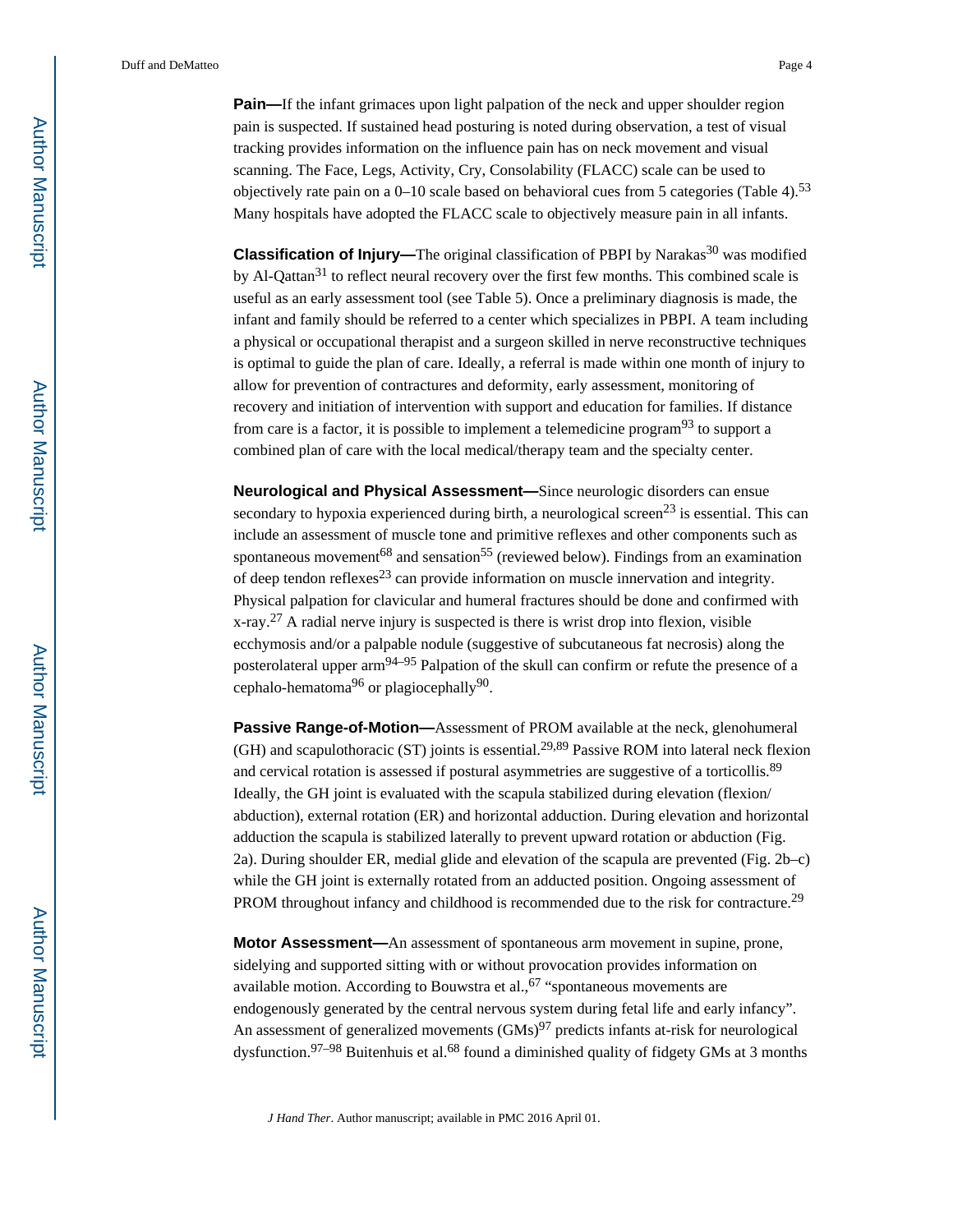**Pain—**If the infant grimaces upon light palpation of the neck and upper shoulder region pain is suspected. If sustained head posturing is noted during observation, a test of visual tracking provides information on the influence pain has on neck movement and visual scanning. The Face, Legs, Activity, Cry, Consolability (FLACC) scale can be used to objectively rate pain on a 0–10 scale based on behavioral cues from 5 categories (Table 4).[53] Many hospitals have adopted the FLACC scale to objectively measure pain in all infants.

**Classification of Injury—**The original classification of PBPI by Narakas[30] was modified by Al-Qattan[31] to reflect neural recovery over the first few months. This combined scale is useful as an early assessment tool (see Table 5). Once a preliminary diagnosis is made, the infant and family should be referred to a center which specializes in PBPI. A team including a physical or occupational therapist and a surgeon skilled in nerve reconstructive techniques is optimal to guide the plan of care. Ideally, a referral is made within one month of injury to allow for prevention of contractures and deformity, early assessment, monitoring of recovery and initiation of intervention with support and education for families. If distance from care is a factor, it is possible to implement a telemedicine program[93] to support a combined plan of care with the local medical/therapy team and the specialty center.

**Neurological and Physical Assessment—**Since neurologic disorders can ensue secondary to hypoxia experienced during birth, a neurological screen[23] is essential. This can include an assessment of muscle tone and primitive reflexes and other components such as spontaneous movement[68] and sensation[55] (reviewed below). Findings from an examination of deep tendon reflexes[23] can provide information on muscle innervation and integrity. Physical palpation for clavicular and humeral fractures should be done and confirmed with x-ray.[27] A radial nerve injury is suspected is there is wrist drop into flexion, visible ecchymosis and/or a palpable nodule (suggestive of subcutaneous fat necrosis) along the posterolateral upper arm[94–95] Palpation of the skull can confirm or refute the presence of a cephalo-hematoma[96] or plagiocephally[90].

**Passive Range-of-Motion—**Assessment of PROM available at the neck, glenohumeral (GH) and scapulothoracic (ST) joints is essential.[29,89] Passive ROM into lateral neck flexion and cervical rotation is assessed if postural asymmetries are suggestive of a torticollis.[89] Ideally, the GH joint is evaluated with the scapula stabilized during elevation (flexion/abduction), external rotation (ER) and horizontal adduction. During elevation and horizontal adduction the scapula is stabilized laterally to prevent upward rotation or abduction (Fig. 2a). During shoulder ER, medial glide and elevation of the scapula are prevented (Fig. 2b–c) while the GH joint is externally rotated from an adducted position. Ongoing assessment of PROM throughout infancy and childhood is recommended due to the risk for contracture.[29]

**Motor Assessment—**An assessment of spontaneous arm movement in supine, prone, sidelying and supported sitting with or without provocation provides information on available motion. According to Bouwstra et al.,[67] "spontaneous movements are endogenously generated by the central nervous system during fetal life and early infancy". An assessment of generalized movements (GMs)[97] predicts infants at-risk for neurological dysfunction.[97–98] Buitenhuis et al.[68] found a diminished quality of fidgety GMs at 3 months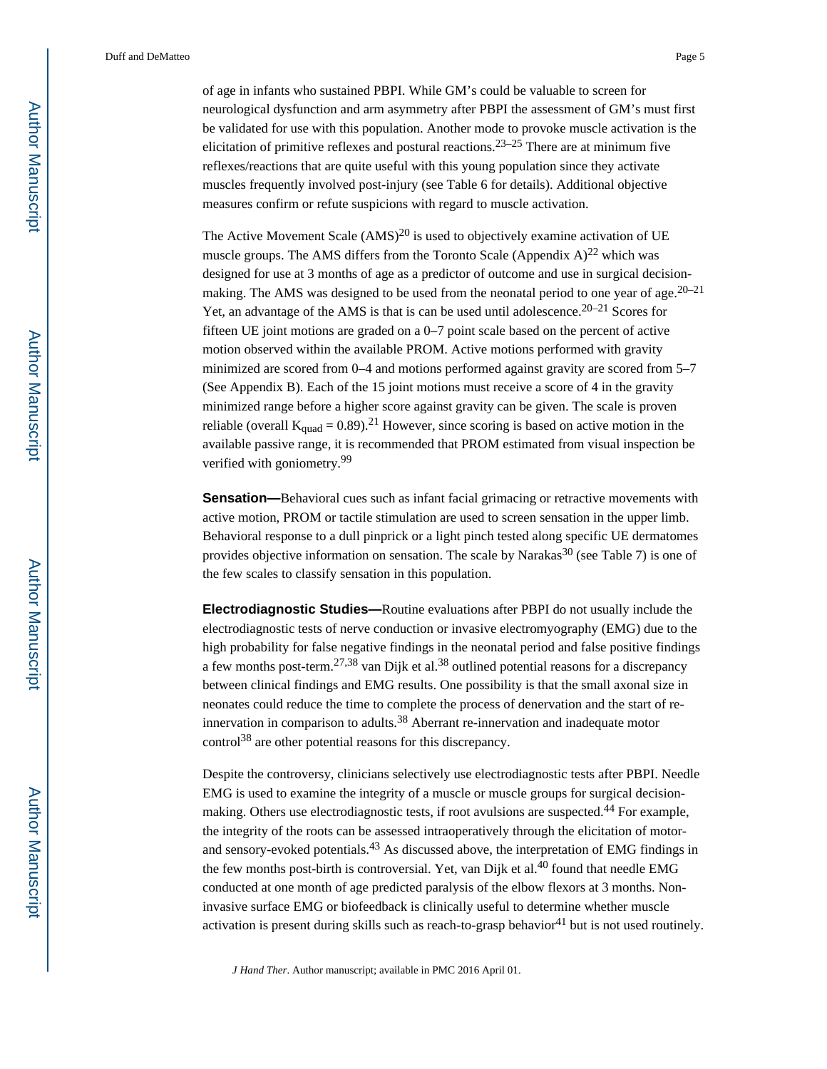of age in infants who sustained PBPI. While GM's could be valuable to screen for neurological dysfunction and arm asymmetry after PBPI the assessment of GM's must first be validated for use with this population. Another mode to provoke muscle activation is the elicitation of primitive reflexes and postural reactions.[23–25] There are at minimum five reflexes/reactions that are quite useful with this young population since they activate muscles frequently involved post-injury (see Table 6 for details). Additional objective measures confirm or refute suspicions with regard to muscle activation.

The Active Movement Scale (AMS)[20] is used to objectively examine activation of UE muscle groups. The AMS differs from the Toronto Scale (Appendix A)[22] which was designed for use at 3 months of age as a predictor of outcome and use in surgical decision-making. The AMS was designed to be used from the neonatal period to one year of age.[20–21] Yet, an advantage of the AMS is that is can be used until adolescence.[20–21] Scores for fifteen UE joint motions are graded on a 0–7 point scale based on the percent of active motion observed within the available PROM. Active motions performed with gravity minimized are scored from 0–4 and motions performed against gravity are scored from 5–7 (See Appendix B). Each of the 15 joint motions must receive a score of 4 in the gravity minimized range before a higher score against gravity can be given. The scale is proven reliable (overall $K_{quad} = 0.89$).[21] However, since scoring is based on active motion in the available passive range, it is recommended that PROM estimated from visual inspection be verified with goniometry.[99]

**Sensation—**Behavioral cues such as infant facial grimacing or retractive movements with active motion, PROM or tactile stimulation are used to screen sensation in the upper limb. Behavioral response to a dull pinprick or a light pinch tested along specific UE dermatomes provides objective information on sensation. The scale by Narakas[30] (see Table 7) is one of the few scales to classify sensation in this population.

**Electrodiagnostic Studies—**Routine evaluations after PBPI do not usually include the electrodiagnostic tests of nerve conduction or invasive electromyography (EMG) due to the high probability for false negative findings in the neonatal period and false positive findings a few months post-term.[27,38] van Dijk et al.[38] outlined potential reasons for a discrepancy between clinical findings and EMG results. One possibility is that the small axonal size in neonates could reduce the time to complete the process of denervation and the start of re-innervation in comparison to adults.[38] Aberrant re-innervation and inadequate motor control[38] are other potential reasons for this discrepancy.

Despite the controversy, clinicians selectively use electrodiagnostic tests after PBPI. Needle EMG is used to examine the integrity of a muscle or muscle groups for surgical decision-making. Others use electrodiagnostic tests, if root avulsions are suspected.[44] For example, the integrity of the roots can be assessed intraoperatively through the elicitation of motor- and sensory-evoked potentials.[43] As discussed above, the interpretation of EMG findings in the few months post-birth is controversial. Yet, van Dijk et al.[40] found that needle EMG conducted at one month of age predicted paralysis of the elbow flexors at 3 months. Non-invasive surface EMG or biofeedback is clinically useful to determine whether muscle activation is present during skills such as reach-to-grasp behavior[41] but is not used routinely.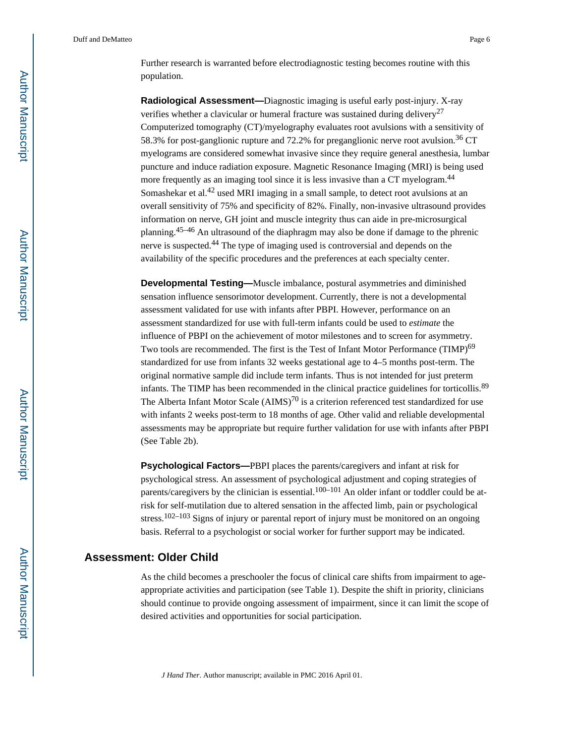Further research is warranted before electrodiagnostic testing becomes routine with this population.

**Radiological Assessment—**Diagnostic imaging is useful early post-injury. X-ray verifies whether a clavicular or humeral fracture was sustained during delivery[27] Computerized tomography (CT)/myelography evaluates root avulsions with a sensitivity of 58.3% for post-ganglionic rupture and 72.2% for preganglionic nerve root avulsion.[36] CT myelograms are considered somewhat invasive since they require general anesthesia, lumbar puncture and induce radiation exposure. Magnetic Resonance Imaging (MRI) is being used more frequently as an imaging tool since it is less invasive than a CT myelogram.[44] Somashekar et al.[42] used MRI imaging in a small sample, to detect root avulsions at an overall sensitivity of 75% and specificity of 82%. Finally, non-invasive ultrasound provides information on nerve, GH joint and muscle integrity thus can aide in pre-microsurgical planning.[45–46] An ultrasound of the diaphragm may also be done if damage to the phrenic nerve is suspected.[44] The type of imaging used is controversial and depends on the availability of the specific procedures and the preferences at each specialty center.

**Developmental Testing—**Muscle imbalance, postural asymmetries and diminished sensation influence sensorimotor development. Currently, there is not a developmental assessment validated for use with infants after PBPI. However, performance on an assessment standardized for use with full-term infants could be used to *estimate* the influence of PBPI on the achievement of motor milestones and to screen for asymmetry. Two tools are recommended. The first is the Test of Infant Motor Performance (TIMP)[69] standardized for use from infants 32 weeks gestational age to 4–5 months post-term. The original normative sample did include term infants. Thus is not intended for just preterm infants. The TIMP has been recommended in the clinical practice guidelines for torticollis.[89] The Alberta Infant Motor Scale (AIMS)[70] is a criterion referenced test standardized for use with infants 2 weeks post-term to 18 months of age. Other valid and reliable developmental assessments may be appropriate but require further validation for use with infants after PBPI (See Table 2b).

**Psychological Factors—**PBPI places the parents/caregivers and infant at risk for psychological stress. An assessment of psychological adjustment and coping strategies of parents/caregivers by the clinician is essential.[100–101] An older infant or toddler could be at-risk for self-mutilation due to altered sensation in the affected limb, pain or psychological stress.[102–103] Signs of injury or parental report of injury must be monitored on an ongoing basis. Referral to a psychologist or social worker for further support may be indicated.

## Assessment: Older Child

As the child becomes a preschooler the focus of clinical care shifts from impairment to age-appropriate activities and participation (see Table 1). Despite the shift in priority, clinicians should continue to provide ongoing assessment of impairment, since it can limit the scope of desired activities and opportunities for social participation.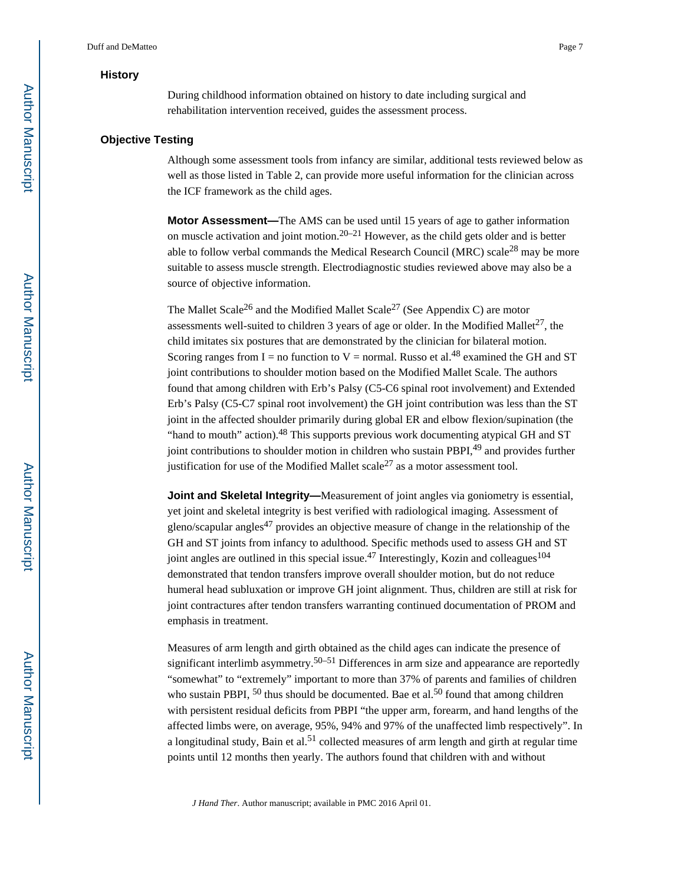### History

During childhood information obtained on history to date including surgical and rehabilitation intervention received, guides the assessment process.

### Objective Testing

Although some assessment tools from infancy are similar, additional tests reviewed below as well as those listed in Table 2, can provide more useful information for the clinician across the ICF framework as the child ages.

**Motor Assessment—**The AMS can be used until 15 years of age to gather information on muscle activation and joint motion.[20–21] However, as the child gets older and is better able to follow verbal commands the Medical Research Council (MRC) scale[28] may be more suitable to assess muscle strength. Electrodiagnostic studies reviewed above may also be a source of objective information.

The Mallet Scale[26] and the Modified Mallet Scale[27] (See Appendix C) are motor assessments well-suited to children 3 years of age or older. In the Modified Mallet[27], the child imitates six postures that are demonstrated by the clinician for bilateral motion. Scoring ranges from I = no function to V = normal. Russo et al.[48] examined the GH and ST joint contributions to shoulder motion based on the Modified Mallet Scale. The authors found that among children with Erb's Palsy (C5-C6 spinal root involvement) and Extended Erb's Palsy (C5-C7 spinal root involvement) the GH joint contribution was less than the ST joint in the affected shoulder primarily during global ER and elbow flexion/supination (the "hand to mouth" action).[48] This supports previous work documenting atypical GH and ST joint contributions to shoulder motion in children who sustain PBPI,[49] and provides further justification for use of the Modified Mallet scale[27] as a motor assessment tool.

**Joint and Skeletal Integrity—**Measurement of joint angles via goniometry is essential, yet joint and skeletal integrity is best verified with radiological imaging. Assessment of gleno/scapular angles[47] provides an objective measure of change in the relationship of the GH and ST joints from infancy to adulthood. Specific methods used to assess GH and ST joint angles are outlined in this special issue.[47] Interestingly, Kozin and colleagues[104] demonstrated that tendon transfers improve overall shoulder motion, but do not reduce humeral head subluxation or improve GH joint alignment. Thus, children are still at risk for joint contractures after tendon transfers warranting continued documentation of PROM and emphasis in treatment.

Measures of arm length and girth obtained as the child ages can indicate the presence of significant interlimb asymmetry.[50–51] Differences in arm size and appearance are reportedly "somewhat" to "extremely" important to more than 37% of parents and families of children who sustain PBPI, [50] thus should be documented. Bae et al.[50] found that among children with persistent residual deficits from PBPI "the upper arm, forearm, and hand lengths of the affected limbs were, on average, 95%, 94% and 97% of the unaffected limb respectively". In a longitudinal study, Bain et al.[51] collected measures of arm length and girth at regular time points until 12 months then yearly. The authors found that children with and without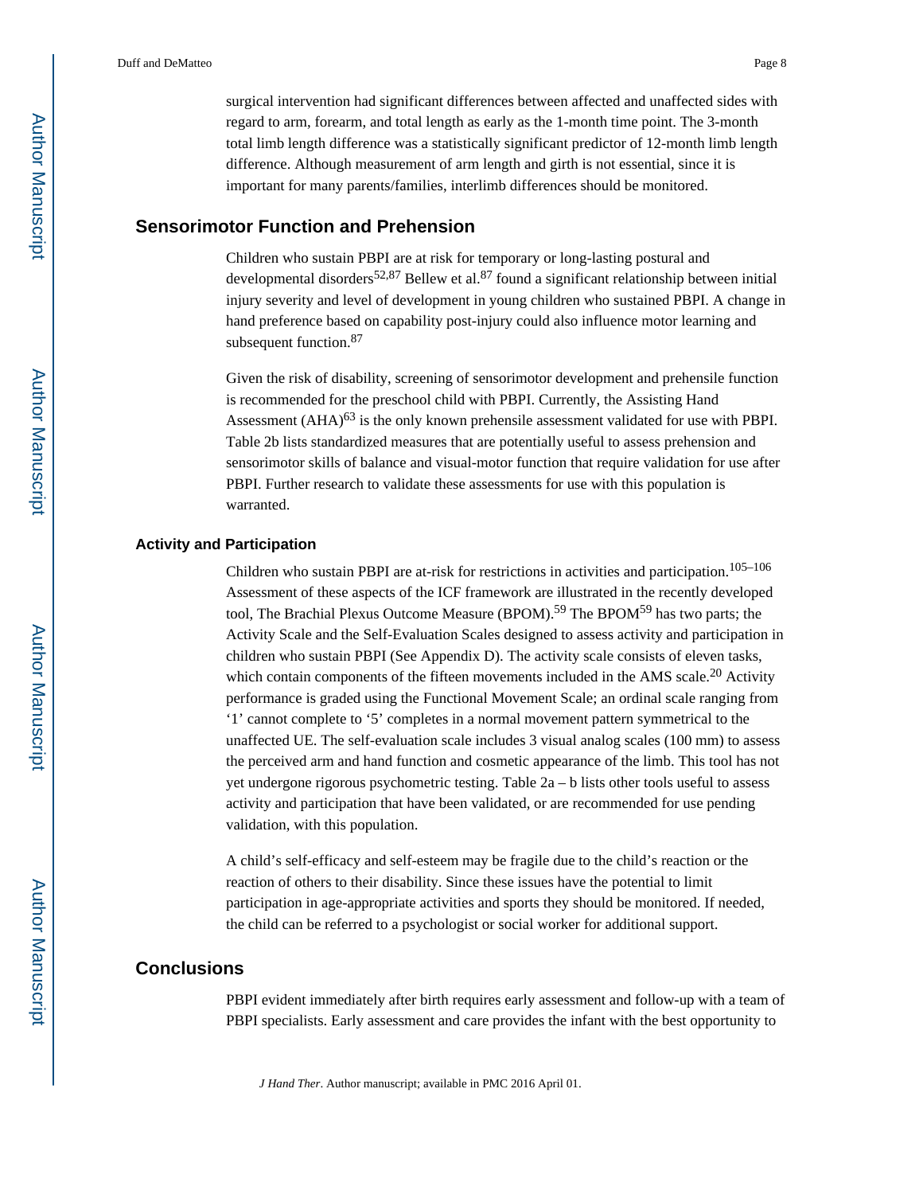surgical intervention had significant differences between affected and unaffected sides with regard to arm, forearm, and total length as early as the 1-month time point. The 3-month total limb length difference was a statistically significant predictor of 12-month limb length difference. Although measurement of arm length and girth is not essential, since it is important for many parents/families, interlimb differences should be monitored.

## Sensorimotor Function and Prehension

Children who sustain PBPI are at risk for temporary or long-lasting postural and developmental disorders[52,87] Bellew et al.[87] found a significant relationship between initial injury severity and level of development in young children who sustained PBPI. A change in hand preference based on capability post-injury could also influence motor learning and subsequent function.[87]

Given the risk of disability, screening of sensorimotor development and prehensile function is recommended for the preschool child with PBPI. Currently, the Assisting Hand Assessment (AHA)[63] is the only known prehensile assessment validated for use with PBPI. Table 2b lists standardized measures that are potentially useful to assess prehension and sensorimotor skills of balance and visual-motor function that require validation for use after PBPI. Further research to validate these assessments for use with this population is warranted.

### Activity and Participation

Children who sustain PBPI are at-risk for restrictions in activities and participation.[105–106] Assessment of these aspects of the ICF framework are illustrated in the recently developed tool, The Brachial Plexus Outcome Measure (BPOM).[59] The BPOM[59] has two parts; the Activity Scale and the Self-Evaluation Scales designed to assess activity and participation in children who sustain PBPI (See Appendix D). The activity scale consists of eleven tasks, which contain components of the fifteen movements included in the AMS scale.[20] Activity performance is graded using the Functional Movement Scale; an ordinal scale ranging from '1' cannot complete to '5' completes in a normal movement pattern symmetrical to the unaffected UE. The self-evaluation scale includes 3 visual analog scales (100 mm) to assess the perceived arm and hand function and cosmetic appearance of the limb. This tool has not yet undergone rigorous psychometric testing. Table 2a – b lists other tools useful to assess activity and participation that have been validated, or are recommended for use pending validation, with this population.

A child's self-efficacy and self-esteem may be fragile due to the child's reaction or the reaction of others to their disability. Since these issues have the potential to limit participation in age-appropriate activities and sports they should be monitored. If needed, the child can be referred to a psychologist or social worker for additional support.

## Conclusions

PBPI evident immediately after birth requires early assessment and follow-up with a team of PBPI specialists. Early assessment and care provides the infant with the best opportunity to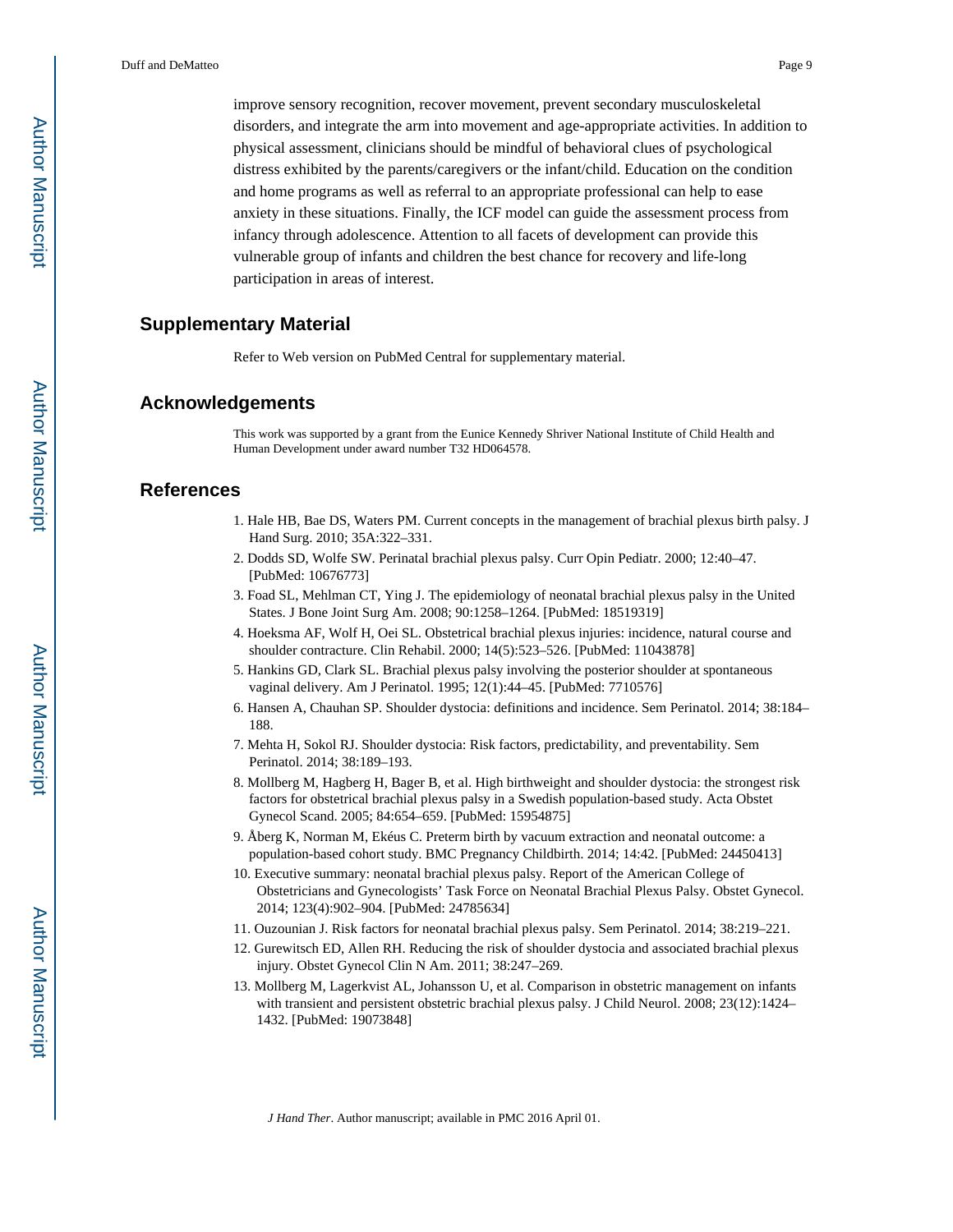improve sensory recognition, recover movement, prevent secondary musculoskeletal disorders, and integrate the arm into movement and age-appropriate activities. In addition to physical assessment, clinicians should be mindful of behavioral clues of psychological distress exhibited by the parents/caregivers or the infant/child. Education on the condition and home programs as well as referral to an appropriate professional can help to ease anxiety in these situations. Finally, the ICF model can guide the assessment process from infancy through adolescence. Attention to all facets of development can provide this vulnerable group of infants and children the best chance for recovery and life-long participation in areas of interest.

## Supplementary Material

Refer to Web version on PubMed Central for supplementary material.

## Acknowledgements

This work was supported by a grant from the Eunice Kennedy Shriver National Institute of Child Health and Human Development under award number T32 HD064578.

## References

1. Hale HB, Bae DS, Waters PM. Current concepts in the management of brachial plexus birth palsy. J Hand Surg. 2010; 35A:322–331.
2. Dodds SD, Wolfe SW. Perinatal brachial plexus palsy. Curr Opin Pediatr. 2000; 12:40–47. [PubMed: 10676773]
3. Foad SL, Mehlman CT, Ying J. The epidemiology of neonatal brachial plexus palsy in the United States. J Bone Joint Surg Am. 2008; 90:1258–1264. [PubMed: 18519319]
4. Hoeksma AF, Wolf H, Oei SL. Obstetrical brachial plexus injuries: incidence, natural course and shoulder contracture. Clin Rehabil. 2000; 14(5):523–526. [PubMed: 11043878]
5. Hankins GD, Clark SL. Brachial plexus palsy involving the posterior shoulder at spontaneous vaginal delivery. Am J Perinatol. 1995; 12(1):44–45. [PubMed: 7710576]
6. Hansen A, Chauhan SP. Shoulder dystocia: definitions and incidence. Sem Perinatol. 2014; 38:184–188.
7. Mehta H, Sokol RJ. Shoulder dystocia: Risk factors, predictability, and preventability. Sem Perinatol. 2014; 38:189–193.
8. Mollberg M, Hagberg H, Bager B, et al. High birthweight and shoulder dystocia: the strongest risk factors for obstetrical brachial plexus palsy in a Swedish population-based study. Acta Obstet Gynecol Scand. 2005; 84:654–659. [PubMed: 15954875]
9. Åberg K, Norman M, Ekéus C. Preterm birth by vacuum extraction and neonatal outcome: a population-based cohort study. BMC Pregnancy Childbirth. 2014; 14:42. [PubMed: 24450413]
10. Executive summary: neonatal brachial plexus palsy. Report of the American College of Obstetricians and Gynecologists' Task Force on Neonatal Brachial Plexus Palsy. Obstet Gynecol. 2014; 123(4):902–904. [PubMed: 24785634]
11. Ouzounian J. Risk factors for neonatal brachial plexus palsy. Sem Perinatol. 2014; 38:219–221.
12. Gurewitsch ED, Allen RH. Reducing the risk of shoulder dystocia and associated brachial plexus injury. Obstet Gynecol Clin N Am. 2011; 38:247–269.
13. Mollberg M, Lagerkvist AL, Johansson U, et al. Comparison in obstetric management on infants with transient and persistent obstetric brachial plexus palsy. J Child Neurol. 2008; 23(12):1424–1432. [PubMed: 19073848]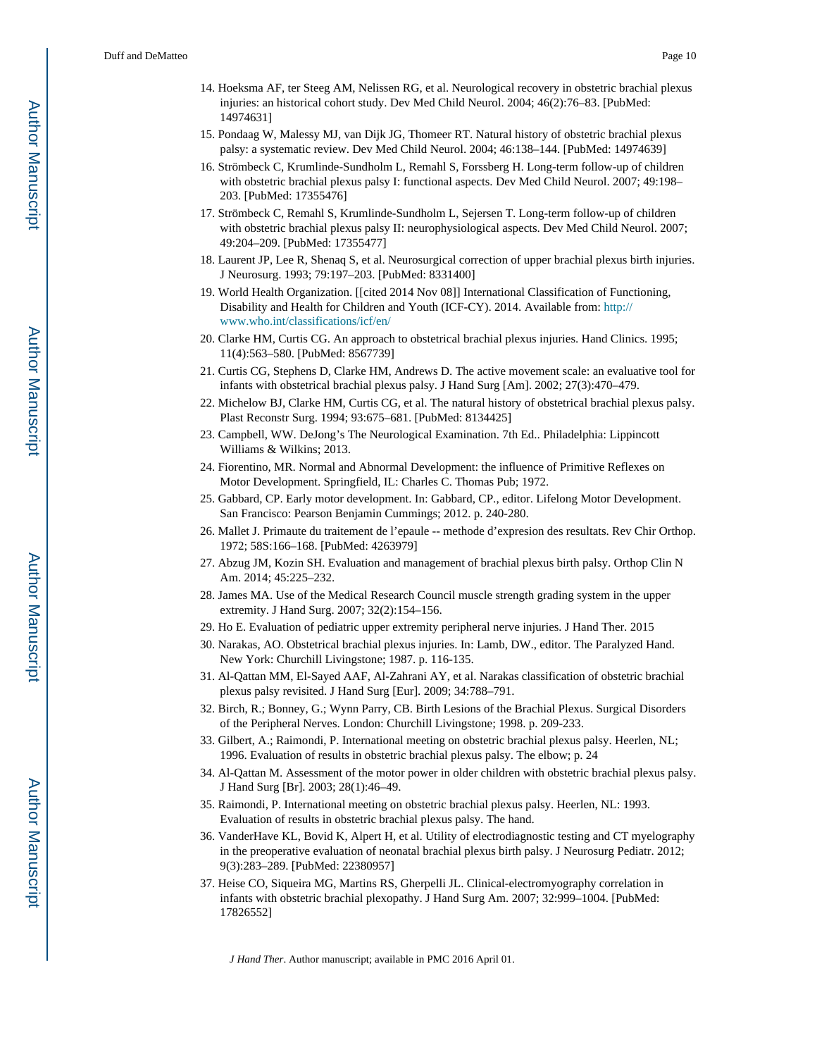14. Hoeksma AF, ter Steeg AM, Nelissen RG, et al. Neurological recovery in obstetric brachial plexus injuries: an historical cohort study. Dev Med Child Neurol. 2004; 46(2):76–83. [PubMed: 14974631]
15. Pondaag W, Malessy MJ, van Dijk JG, Thomeer RT. Natural history of obstetric brachial plexus palsy: a systematic review. Dev Med Child Neurol. 2004; 46:138–144. [PubMed: 14974639]
16. Strömbeck C, Krumlinde-Sundholm L, Remahl S, Forssberg H. Long-term follow-up of children with obstetric brachial plexus palsy I: functional aspects. Dev Med Child Neurol. 2007; 49:198–203. [PubMed: 17355476]
17. Strömbeck C, Remahl S, Krumlinde-Sundholm L, Sejersen T. Long-term follow-up of children with obstetric brachial plexus palsy II: neurophysiological aspects. Dev Med Child Neurol. 2007; 49:204–209. [PubMed: 17355477]
18. Laurent JP, Lee R, Shenaq S, et al. Neurosurgical correction of upper brachial plexus birth injuries. J Neurosurg. 1993; 79:197–203. [PubMed: 8331400]
19. World Health Organization. [[cited 2014 Nov 08]] International Classification of Functioning, Disability and Health for Children and Youth (ICF-CY). 2014. Available from: http://www.who.int/classifications/icf/en/
20. Clarke HM, Curtis CG. An approach to obstetrical brachial plexus injuries. Hand Clinics. 1995; 11(4):563–580. [PubMed: 8567739]
21. Curtis CG, Stephens D, Clarke HM, Andrews D. The active movement scale: an evaluative tool for infants with obstetrical brachial plexus palsy. J Hand Surg [Am]. 2002; 27(3):470–479.
22. Michelow BJ, Clarke HM, Curtis CG, et al. The natural history of obstetrical brachial plexus palsy. Plast Reconstr Surg. 1994; 93:675–681. [PubMed: 8134425]
23. Campbell, WW. DeJong's The Neurological Examination. 7th Ed.. Philadelphia: Lippincott Williams & Wilkins; 2013.
24. Fiorentino, MR. Normal and Abnormal Development: the influence of Primitive Reflexes on Motor Development. Springfield, IL: Charles C. Thomas Pub; 1972.
25. Gabbard, CP. Early motor development. In: Gabbard, CP., editor. Lifelong Motor Development. San Francisco: Pearson Benjamin Cummings; 2012. p. 240-280.
26. Mallet J. Primaute du traitement de l'epaule -- methode d'expresion des resultats. Rev Chir Orthop. 1972; 58S:166–168. [PubMed: 4263979]
27. Abzug JM, Kozin SH. Evaluation and management of brachial plexus birth palsy. Orthop Clin N Am. 2014; 45:225–232.
28. James MA. Use of the Medical Research Council muscle strength grading system in the upper extremity. J Hand Surg. 2007; 32(2):154–156.
29. Ho E. Evaluation of pediatric upper extremity peripheral nerve injuries. J Hand Ther. 2015
30. Narakas, AO. Obstetrical brachial plexus injuries. In: Lamb, DW., editor. The Paralyzed Hand. New York: Churchill Livingstone; 1987. p. 116-135.
31. Al-Qattan MM, El-Sayed AAF, Al-Zahrani AY, et al. Narakas classification of obstetric brachial plexus palsy revisited. J Hand Surg [Eur]. 2009; 34:788–791.
32. Birch, R.; Bonney, G.; Wynn Parry, CB. Birth Lesions of the Brachial Plexus. Surgical Disorders of the Peripheral Nerves. London: Churchill Livingstone; 1998. p. 209-233.
33. Gilbert, A.; Raimondi, P. International meeting on obstetric brachial plexus palsy. Heerlen, NL; 1996. Evaluation of results in obstetric brachial plexus palsy. The elbow; p. 24
34. Al-Qattan M. Assessment of the motor power in older children with obstetric brachial plexus palsy. J Hand Surg [Br]. 2003; 28(1):46–49.
35. Raimondi, P. International meeting on obstetric brachial plexus palsy. Heerlen, NL: 1993. Evaluation of results in obstetric brachial plexus palsy. The hand.
36. VanderHave KL, Bovid K, Alpert H, et al. Utility of electrodiagnostic testing and CT myelography in the preoperative evaluation of neonatal brachial plexus birth palsy. J Neurosurg Pediatr. 2012; 9(3):283–289. [PubMed: 22380957]
37. Heise CO, Siqueira MG, Martins RS, Gherpelli JL. Clinical-electromyography correlation in infants with obstetric brachial plexopathy. J Hand Surg Am. 2007; 32:999–1004. [PubMed: 17826552]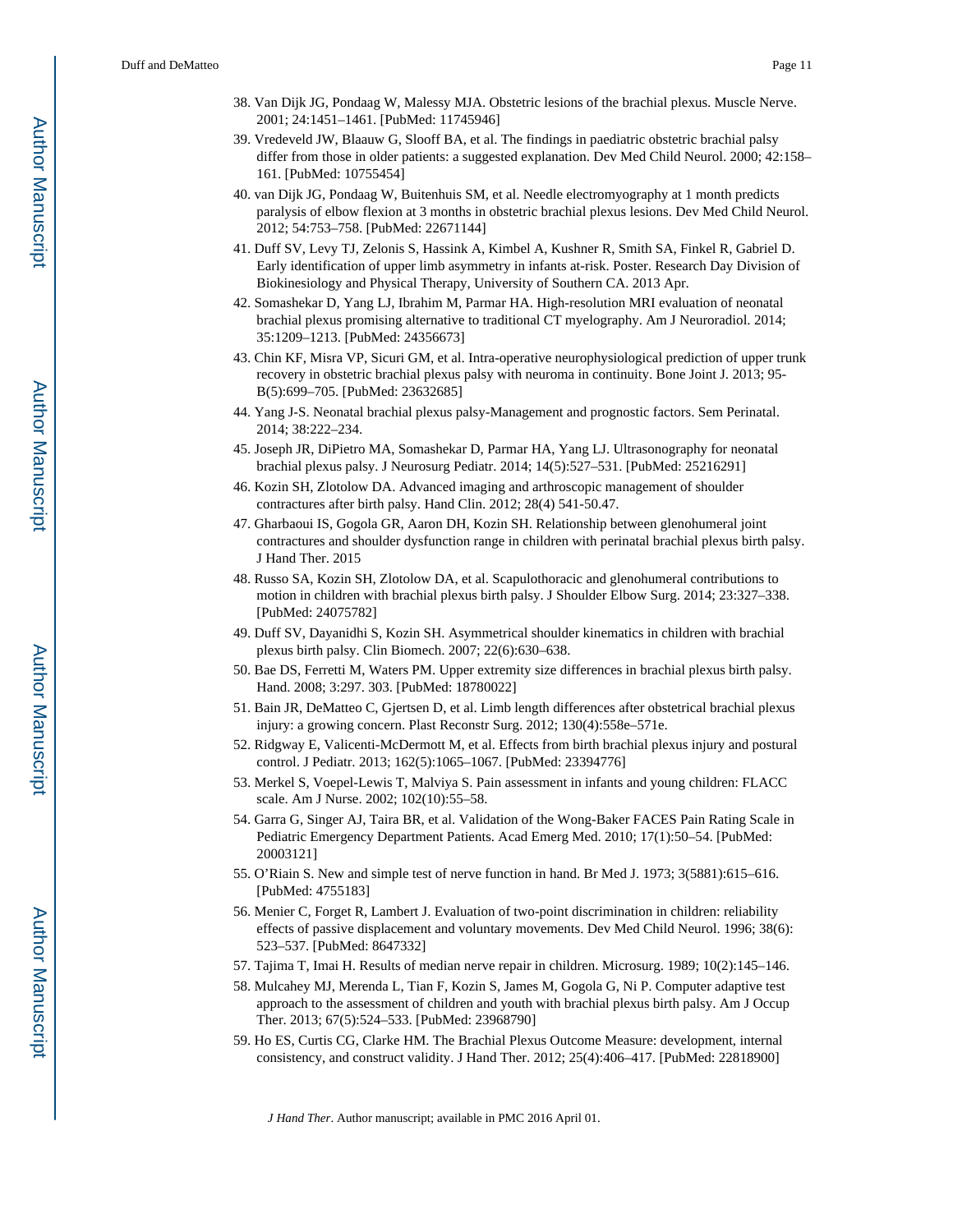38. Van Dijk JG, Pondaag W, Malessy MJA. Obstetric lesions of the brachial plexus. Muscle Nerve. 2001; 24:1451–1461. [PubMed: 11745946]
39. Vredeveld JW, Blaauw G, Slooff BA, et al. The findings in paediatric obstetric brachial palsy differ from those in older patients: a suggested explanation. Dev Med Child Neurol. 2000; 42:158–161. [PubMed: 10755454]
40. van Dijk JG, Pondaag W, Buitenhuis SM, et al. Needle electromyography at 1 month predicts paralysis of elbow flexion at 3 months in obstetric brachial plexus lesions. Dev Med Child Neurol. 2012; 54:753–758. [PubMed: 22671144]
41. Duff SV, Levy TJ, Zelonis S, Hassink A, Kimbel A, Kushner R, Smith SA, Finkel R, Gabriel D. Early identification of upper limb asymmetry in infants at-risk. Poster. Research Day Division of Biokinesiology and Physical Therapy, University of Southern CA. 2013 Apr.
42. Somashekar D, Yang LJ, Ibrahim M, Parmar HA. High-resolution MRI evaluation of neonatal brachial plexus promising alternative to traditional CT myelography. Am J Neuroradiol. 2014; 35:1209–1213. [PubMed: 24356673]
43. Chin KF, Misra VP, Sicuri GM, et al. Intra-operative neurophysiological prediction of upper trunk recovery in obstetric brachial plexus palsy with neuroma in continuity. Bone Joint J. 2013; 95-B(5):699–705. [PubMed: 23632685]
44. Yang J-S. Neonatal brachial plexus palsy-Management and prognostic factors. Sem Perinatal. 2014; 38:222–234.
45. Joseph JR, DiPietro MA, Somashekar D, Parmar HA, Yang LJ. Ultrasonography for neonatal brachial plexus palsy. J Neurosurg Pediatr. 2014; 14(5):527–531. [PubMed: 25216291]
46. Kozin SH, Zlotolow DA. Advanced imaging and arthroscopic management of shoulder contractures after birth palsy. Hand Clin. 2012; 28(4) 541-50.47.
47. Gharbaoui IS, Gogola GR, Aaron DH, Kozin SH. Relationship between glenohumeral joint contractures and shoulder dysfunction range in children with perinatal brachial plexus birth palsy. J Hand Ther. 2015
48. Russo SA, Kozin SH, Zlotolow DA, et al. Scapulothoracic and glenohumeral contributions to motion in children with brachial plexus birth palsy. J Shoulder Elbow Surg. 2014; 23:327–338. [PubMed: 24075782]
49. Duff SV, Dayanidhi S, Kozin SH. Asymmetrical shoulder kinematics in children with brachial plexus birth palsy. Clin Biomech. 2007; 22(6):630–638.
50. Bae DS, Ferretti M, Waters PM. Upper extremity size differences in brachial plexus birth palsy. Hand. 2008; 3:297. 303. [PubMed: 18780022]
51. Bain JR, DeMatteo C, Gjertsen D, et al. Limb length differences after obstetrical brachial plexus injury: a growing concern. Plast Reconstr Surg. 2012; 130(4):558e–571e.
52. Ridgway E, Valicenti-McDermott M, et al. Effects from birth brachial plexus injury and postural control. J Pediatr. 2013; 162(5):1065–1067. [PubMed: 23394776]
53. Merkel S, Voepel-Lewis T, Malviya S. Pain assessment in infants and young children: FLACC scale. Am J Nurse. 2002; 102(10):55–58.
54. Garra G, Singer AJ, Taira BR, et al. Validation of the Wong-Baker FACES Pain Rating Scale in Pediatric Emergency Department Patients. Acad Emerg Med. 2010; 17(1):50–54. [PubMed: 20003121]
55. O'Riain S. New and simple test of nerve function in hand. Br Med J. 1973; 3(5881):615–616. [PubMed: 4755183]
56. Menier C, Forget R, Lambert J. Evaluation of two-point discrimination in children: reliability effects of passive displacement and voluntary movements. Dev Med Child Neurol. 1996; 38(6): 523–537. [PubMed: 8647332]
57. Tajima T, Imai H. Results of median nerve repair in children. Microsurg. 1989; 10(2):145–146.
58. Mulcahey MJ, Merenda L, Tian F, Kozin S, James M, Gogola G, Ni P. Computer adaptive test approach to the assessment of children and youth with brachial plexus birth palsy. Am J Occup Ther. 2013; 67(5):524–533. [PubMed: 23968790]
59. Ho ES, Curtis CG, Clarke HM. The Brachial Plexus Outcome Measure: development, internal consistency, and construct validity. J Hand Ther. 2012; 25(4):406–417. [PubMed: 22818900]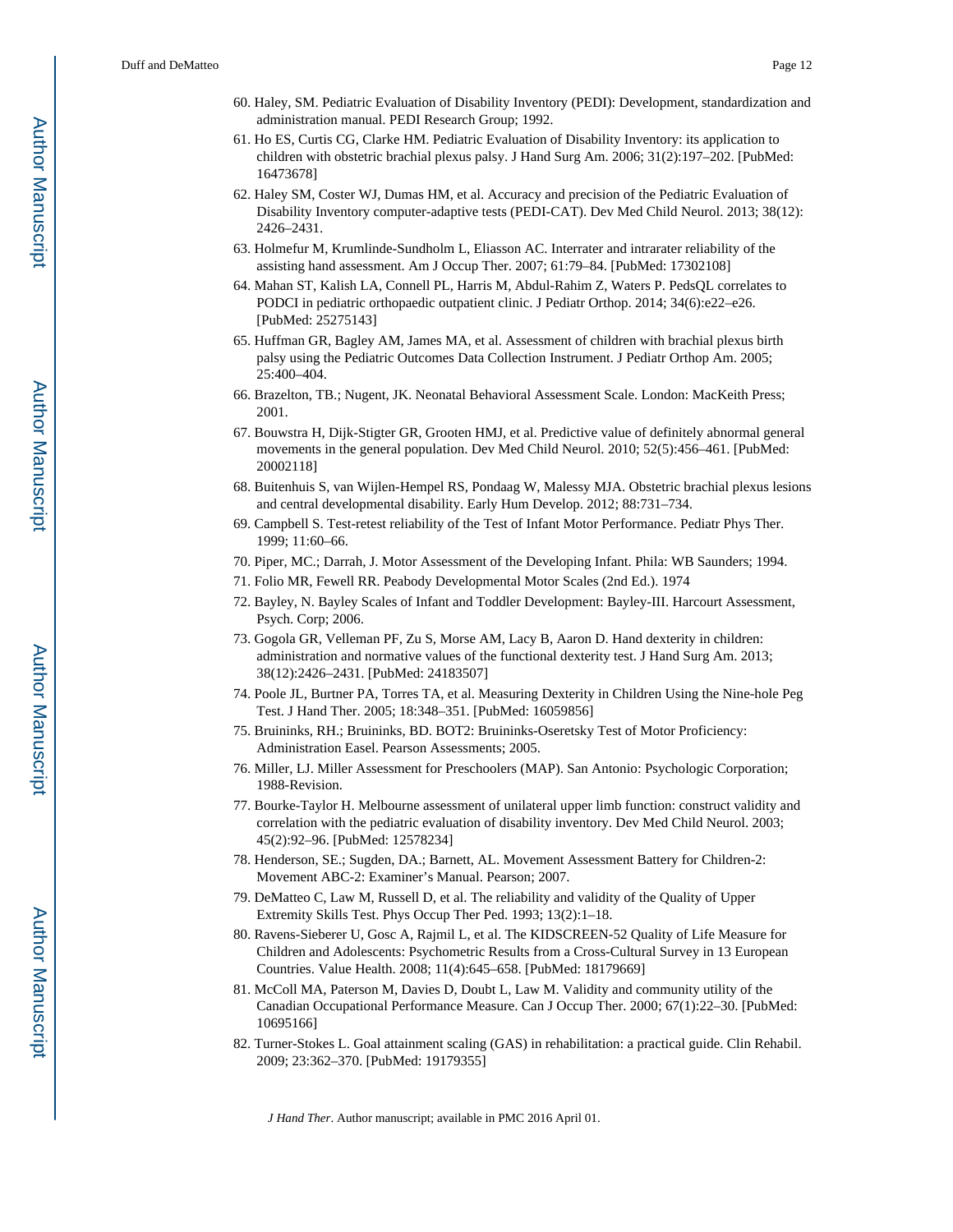60. Haley, SM. Pediatric Evaluation of Disability Inventory (PEDI): Development, standardization and administration manual. PEDI Research Group; 1992.
61. Ho ES, Curtis CG, Clarke HM. Pediatric Evaluation of Disability Inventory: its application to children with obstetric brachial plexus palsy. J Hand Surg Am. 2006; 31(2):197–202. [PubMed: 16473678]
62. Haley SM, Coster WJ, Dumas HM, et al. Accuracy and precision of the Pediatric Evaluation of Disability Inventory computer-adaptive tests (PEDI-CAT). Dev Med Child Neurol. 2013; 38(12): 2426–2431.
63. Holmefur M, Krumlinde-Sundholm L, Eliasson AC. Interrater and intrarater reliability of the assisting hand assessment. Am J Occup Ther. 2007; 61:79–84. [PubMed: 17302108]
64. Mahan ST, Kalish LA, Connell PL, Harris M, Abdul-Rahim Z, Waters P. PedsQL correlates to PODCI in pediatric orthopaedic outpatient clinic. J Pediatr Orthop. 2014; 34(6):e22–e26. [PubMed: 25275143]
65. Huffman GR, Bagley AM, James MA, et al. Assessment of children with brachial plexus birth palsy using the Pediatric Outcomes Data Collection Instrument. J Pediatr Orthop Am. 2005; 25:400–404.
66. Brazelton, TB.; Nugent, JK. Neonatal Behavioral Assessment Scale. London: MacKeith Press; 2001.
67. Bouwstra H, Dijk-Stigter GR, Grooten HMJ, et al. Predictive value of definitely abnormal general movements in the general population. Dev Med Child Neurol. 2010; 52(5):456–461. [PubMed: 20002118]
68. Buitenhuis S, van Wijlen-Hempel RS, Pondaag W, Malessy MJA. Obstetric brachial plexus lesions and central developmental disability. Early Hum Develop. 2012; 88:731–734.
69. Campbell S. Test-retest reliability of the Test of Infant Motor Performance. Pediatr Phys Ther. 1999; 11:60–66.
70. Piper, MC.; Darrah, J. Motor Assessment of the Developing Infant. Phila: WB Saunders; 1994.
71. Folio MR, Fewell RR. Peabody Developmental Motor Scales (2nd Ed.). 1974
72. Bayley, N. Bayley Scales of Infant and Toddler Development: Bayley-III. Harcourt Assessment, Psych. Corp; 2006.
73. Gogola GR, Velleman PF, Zu S, Morse AM, Lacy B, Aaron D. Hand dexterity in children: administration and normative values of the functional dexterity test. J Hand Surg Am. 2013; 38(12):2426–2431. [PubMed: 24183507]
74. Poole JL, Burtner PA, Torres TA, et al. Measuring Dexterity in Children Using the Nine-hole Peg Test. J Hand Ther. 2005; 18:348–351. [PubMed: 16059856]
75. Bruininks, RH.; Bruininks, BD. BOT2: Bruininks-Oseretsky Test of Motor Proficiency: Administration Easel. Pearson Assessments; 2005.
76. Miller, LJ. Miller Assessment for Preschoolers (MAP). San Antonio: Psychologic Corporation; 1988-Revision.
77. Bourke-Taylor H. Melbourne assessment of unilateral upper limb function: construct validity and correlation with the pediatric evaluation of disability inventory. Dev Med Child Neurol. 2003; 45(2):92–96. [PubMed: 12578234]
78. Henderson, SE.; Sugden, DA.; Barnett, AL. Movement Assessment Battery for Children-2: Movement ABC-2: Examiner's Manual. Pearson; 2007.
79. DeMatteo C, Law M, Russell D, et al. The reliability and validity of the Quality of Upper Extremity Skills Test. Phys Occup Ther Ped. 1993; 13(2):1–18.
80. Ravens-Sieberer U, Gosc A, Rajmil L, et al. The KIDSCREEN-52 Quality of Life Measure for Children and Adolescents: Psychometric Results from a Cross-Cultural Survey in 13 European Countries. Value Health. 2008; 11(4):645–658. [PubMed: 18179669]
81. McColl MA, Paterson M, Davies D, Doubt L, Law M. Validity and community utility of the Canadian Occupational Performance Measure. Can J Occup Ther. 2000; 67(1):22–30. [PubMed: 10695166]
82. Turner-Stokes L. Goal attainment scaling (GAS) in rehabilitation: a practical guide. Clin Rehabil. 2009; 23:362–370. [PubMed: 19179355]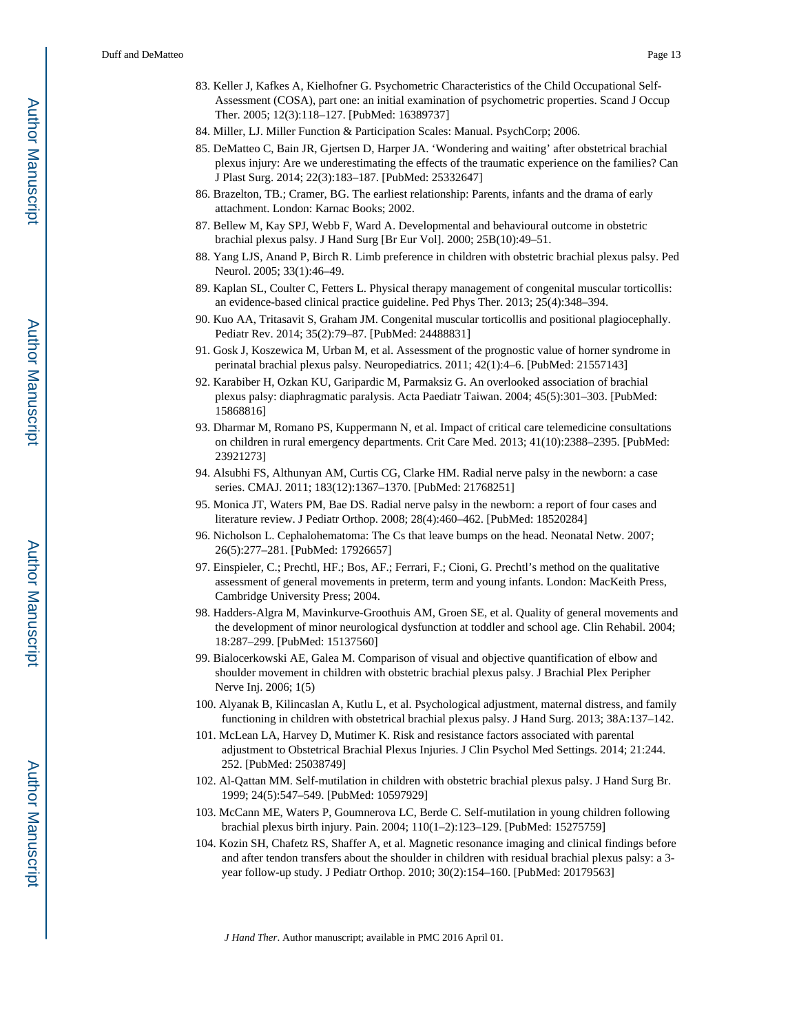83. Keller J, Kafkes A, Kielhofner G. Psychometric Characteristics of the Child Occupational Self-Assessment (COSA), part one: an initial examination of psychometric properties. Scand J Occup Ther. 2005; 12(3):118–127. [PubMed: 16389737]
84. Miller, LJ. Miller Function & Participation Scales: Manual. PsychCorp; 2006.
85. DeMatteo C, Bain JR, Gjertsen D, Harper JA. 'Wondering and waiting' after obstetrical brachial plexus injury: Are we underestimating the effects of the traumatic experience on the families? Can J Plast Surg. 2014; 22(3):183–187. [PubMed: 25332647]
86. Brazelton, TB.; Cramer, BG. The earliest relationship: Parents, infants and the drama of early attachment. London: Karnac Books; 2002.
87. Bellew M, Kay SPJ, Webb F, Ward A. Developmental and behavioural outcome in obstetric brachial plexus palsy. J Hand Surg [Br Eur Vol]. 2000; 25B(10):49–51.
88. Yang LJS, Anand P, Birch R. Limb preference in children with obstetric brachial plexus palsy. Ped Neurol. 2005; 33(1):46–49.
89. Kaplan SL, Coulter C, Fetters L. Physical therapy management of congenital muscular torticollis: an evidence-based clinical practice guideline. Ped Phys Ther. 2013; 25(4):348–394.
90. Kuo AA, Tritasavit S, Graham JM. Congenital muscular torticollis and positional plagiocephally. Pediatr Rev. 2014; 35(2):79–87. [PubMed: 24488831]
91. Gosk J, Koszewica M, Urban M, et al. Assessment of the prognostic value of horner syndrome in perinatal brachial plexus palsy. Neuropediatrics. 2011; 42(1):4–6. [PubMed: 21557143]
92. Karabiber H, Ozkan KU, Garipardic M, Parmaksiz G. An overlooked association of brachial plexus palsy: diaphragmatic paralysis. Acta Paediatr Taiwan. 2004; 45(5):301–303. [PubMed: 15868816]
93. Dharmar M, Romano PS, Kuppermann N, et al. Impact of critical care telemedicine consultations on children in rural emergency departments. Crit Care Med. 2013; 41(10):2388–2395. [PubMed: 23921273]
94. Alsubhi FS, Althunyan AM, Curtis CG, Clarke HM. Radial nerve palsy in the newborn: a case series. CMAJ. 2011; 183(12):1367–1370. [PubMed: 21768251]
95. Monica JT, Waters PM, Bae DS. Radial nerve palsy in the newborn: a report of four cases and literature review. J Pediatr Orthop. 2008; 28(4):460–462. [PubMed: 18520284]
96. Nicholson L. Cephalohematoma: The Cs that leave bumps on the head. Neonatal Netw. 2007; 26(5):277–281. [PubMed: 17926657]
97. Einspieler, C.; Prechtl, HF.; Bos, AF.; Ferrari, F.; Cioni, G. Prechtl's method on the qualitative assessment of general movements in preterm, term and young infants. London: MacKeith Press, Cambridge University Press; 2004.
98. Hadders-Algra M, Mavinkurve-Groothuis AM, Groen SE, et al. Quality of general movements and the development of minor neurological dysfunction at toddler and school age. Clin Rehabil. 2004; 18:287–299. [PubMed: 15137560]
99. Bialocerkowski AE, Galea M. Comparison of visual and objective quantification of elbow and shoulder movement in children with obstetric brachial plexus palsy. J Brachial Plex Peripher Nerve Inj. 2006; 1(5)
100. Alyanak B, Kilincaslan A, Kutlu L, et al. Psychological adjustment, maternal distress, and family functioning in children with obstetrical brachial plexus palsy. J Hand Surg. 2013; 38A:137–142.
101. McLean LA, Harvey D, Mutimer K. Risk and resistance factors associated with parental adjustment to Obstetrical Brachial Plexus Injuries. J Clin Psychol Med Settings. 2014; 21:244. 252. [PubMed: 25038749]
102. Al-Qattan MM. Self-mutilation in children with obstetric brachial plexus palsy. J Hand Surg Br. 1999; 24(5):547–549. [PubMed: 10597929]
103. McCann ME, Waters P, Goumnerova LC, Berde C. Self-mutilation in young children following brachial plexus birth injury. Pain. 2004; 110(1–2):123–129. [PubMed: 15275759]
104. Kozin SH, Chafetz RS, Shaffer A, et al. Magnetic resonance imaging and clinical findings before and after tendon transfers about the shoulder in children with residual brachial plexus palsy: a 3-year follow-up study. J Pediatr Orthop. 2010; 30(2):154–160. [PubMed: 20179563]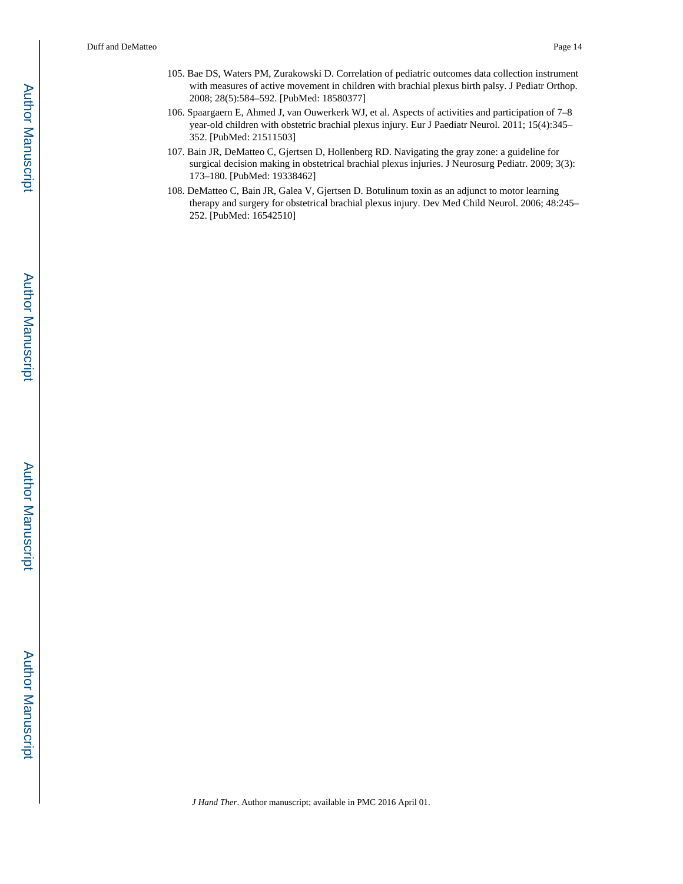105. Bae DS, Waters PM, Zurakowski D. Correlation of pediatric outcomes data collection instrument with measures of active movement in children with brachial plexus birth palsy. J Pediatr Orthop. 2008; 28(5):584–592. [PubMed: 18580377]
106. Spaargaern E, Ahmed J, van Ouwerkerk WJ, et al. Aspects of activities and participation of 7–8 year-old children with obstetric brachial plexus injury. Eur J Paediatr Neurol. 2011; 15(4):345–352. [PubMed: 21511503]
107. Bain JR, DeMatteo C, Gjertsen D, Hollenberg RD. Navigating the gray zone: a guideline for surgical decision making in obstetrical brachial plexus injuries. J Neurosurg Pediatr. 2009; 3(3): 173–180. [PubMed: 19338462]
108. DeMatteo C, Bain JR, Galea V, Gjertsen D. Botulinum toxin as an adjunct to motor learning therapy and surgery for obstetrical brachial plexus injury. Dev Med Child Neurol. 2006; 48:245–252. [PubMed: 16542510]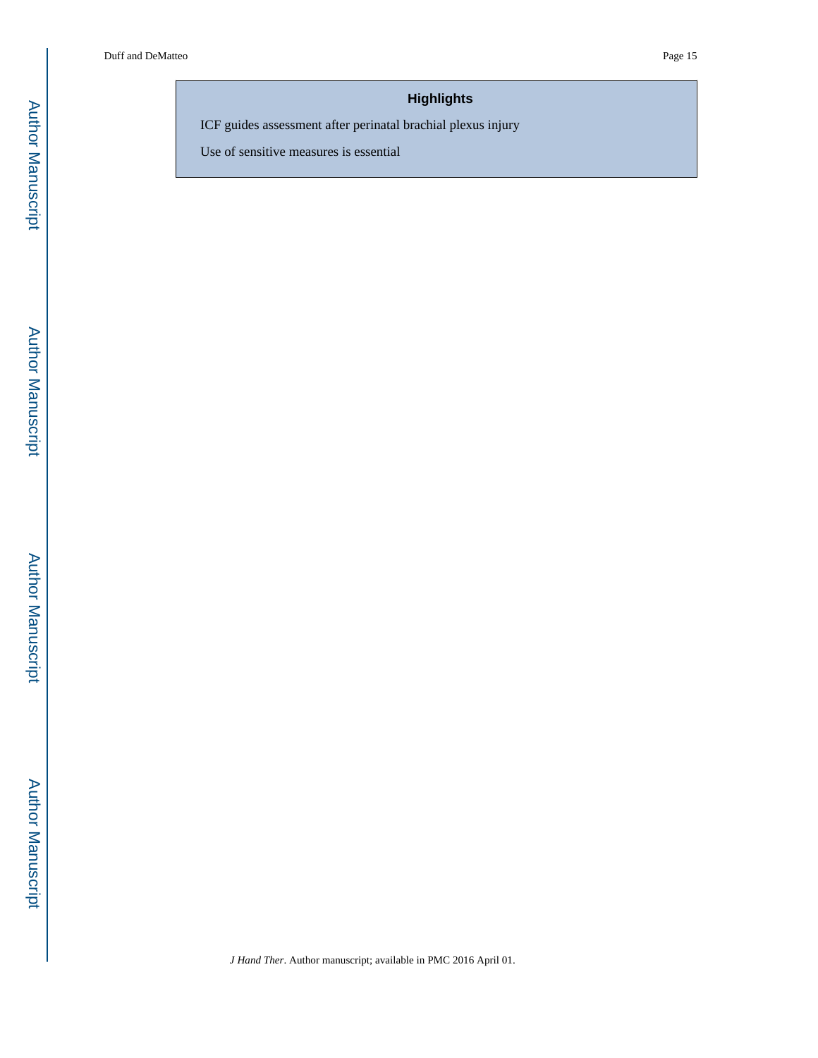## Highlights

ICF guides assessment after perinatal brachial plexus injury

Use of sensitive measures is essential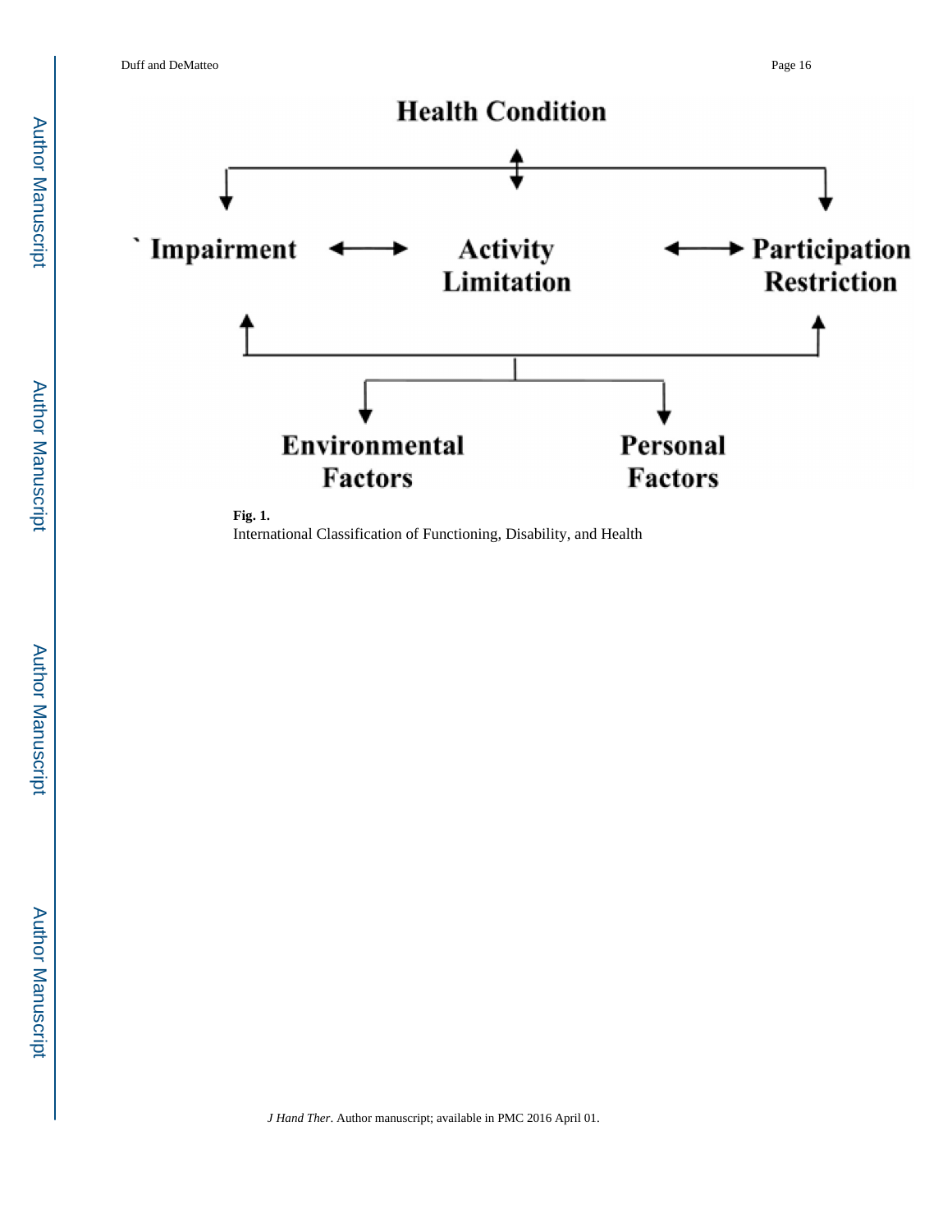**Fig. 1.**

International Classification of Functioning, Disability, and Health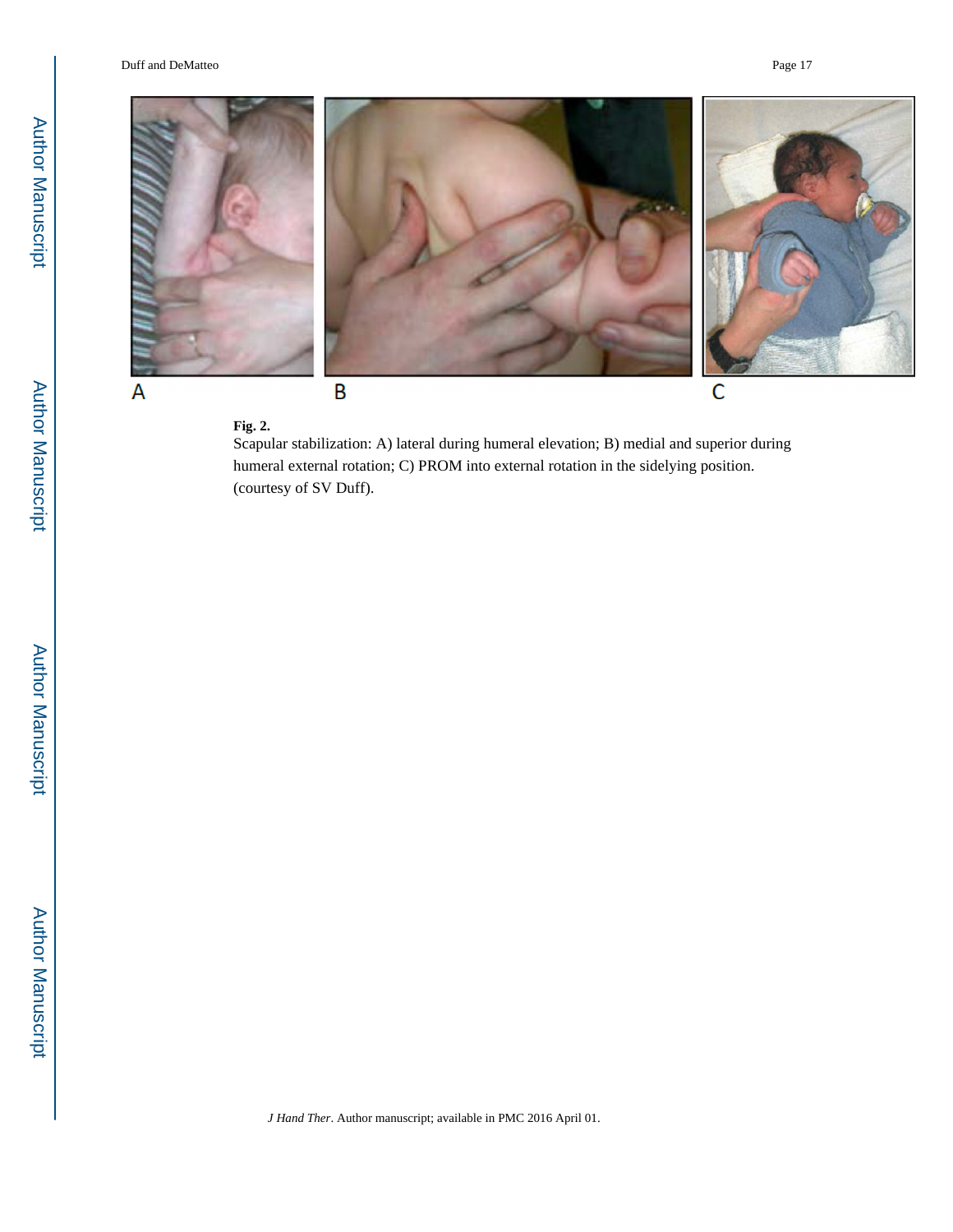**Fig. 2.**

Scapular stabilization: A) lateral during humeral elevation; B) medial and superior during humeral external rotation; C) PROM into external rotation in the sidelying position. (courtesy of SV Duff).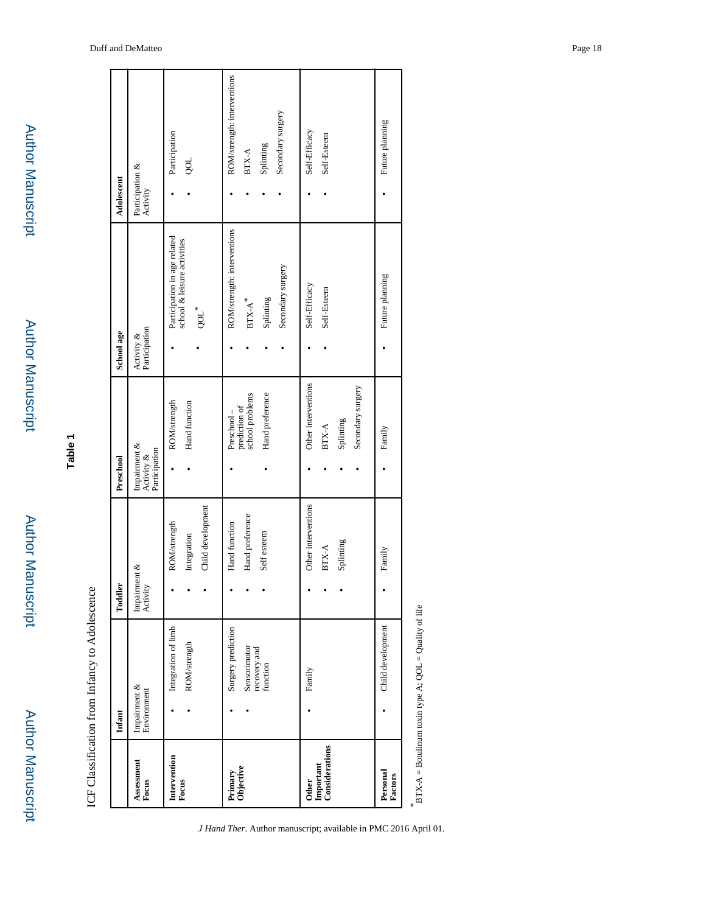**Table 1**

ICF Classification from Infancy to Adolescence

| | Infant | Toddler | Preschool | School age | Adolescent |
|---|---|---|---|---|---|
| **Assessment Focus** | Impairment & Environment | Impairment & Activity | Impairment & Activity & Participation | Activity & Participation | Participation & Activity |
| **Intervention Focus** | • Integration of limb<br>• ROM/strength | • ROM/strength<br>• Integration<br>• Child development | • ROM/strength<br>• Hand function | • Participation in age related school & leisure activities<br>• QOL* | • Participation<br>• QOL |
| **Primary Objective** | • Surgery prediction<br>• Sensorimotor recovery and function | • Hand function<br>• Hand preference<br>• Self esteem | • Preschool – prediction of school problems<br>• Hand preference | • ROM/strength: interventions<br>• BTX-A*<br>• Splinting<br>• Secondary surgery | • ROM/strength: interventions<br>• BTX-A<br>• Splinting<br>• Secondary surgery |
| **Other Important Considerations** | • Family | • Other interventions<br>• BTX-A<br>• Splinting | • Other interventions<br>• BTX-A<br>• Splinting<br>• Secondary surgery | • Self-Efficacy<br>• Self-Esteem | • Self-Efficacy<br>• Self-Esteem |
| **Personal Factors** | • Child development | • Family | • Family | • Future planning | • Future planning |

* BTX-A = Botulinum toxin type A; QOL = Quality of life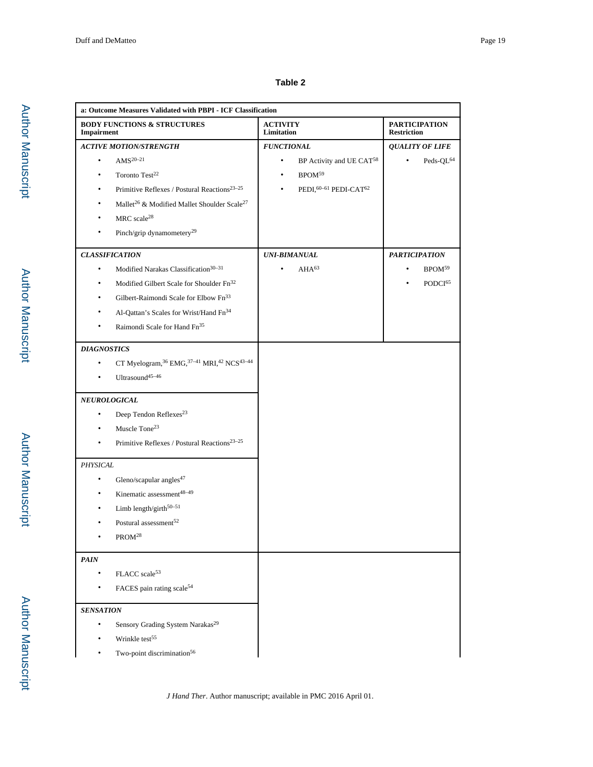**Table 2**

| a: Outcome Measures Validated with PBPI - ICF Classification | | |
|---|---|---|
| **BODY FUNCTIONS & STRUCTURES Impairment** | **ACTIVITY Limitation** | **PARTICIPATION Restriction** |
| ***ACTIVE MOTION/STRENGTH*** | ***FUNCTIONAL*** | ***QUALITY OF LIFE*** |
| • AMS[20–21]<br>• Toronto Test[22]<br>• Primitive Reflexes / Postural Reactions[23–25]<br>• Mallet[26] & Modified Mallet Shoulder Scale[27]<br>• MRC scale[28]<br>• Pinch/grip dynamometery[29] | • BP Activity and UE CAT[58]<br>• BPOM[59]<br>• PEDI,[60–61] PEDI-CAT[62] | • Peds-QL[64] |
| ***CLASSIFICATION*** | ***UNI-BIMANUAL*** | ***PARTICIPATION*** |
| • Modified Narakas Classification[30–31]<br>• Modified Gilbert Scale for Shoulder Fn[32]<br>• Gilbert-Raimondi Scale for Elbow Fn[33]<br>• Al-Qattan's Scales for Wrist/Hand Fn[34]<br>• Raimondi Scale for Hand Fn[35] | • AHA[63] | • BPOM[59]<br>• PODCI[65] |
| ***DIAGNOSTICS*** | | |
| • CT Myelogram,[36] EMG,[37–41] MRI,[42] NCS[43–44]<br>• Ultrasound[45–46] | | |
| ***NEUROLOGICAL*** | | |
| • Deep Tendon Reflexes[23]<br>• Muscle Tone[23]<br>• Primitive Reflexes / Postural Reactions[23–25] | | |
| *PHYSICAL* | | |
| • Gleno/scapular angles[47]<br>• Kinematic assessment[48–49]<br>• Limb length/girth[50–51]<br>• Postural assessment[52]<br>• PROM[28] | | |
| ***PAIN*** | | |
| • FLACC scale[53]<br>• FACES pain rating scale[54] | | |
| ***SENSATION*** | | |
| • Sensory Grading System Narakas[29]<br>• Wrinkle test[55]<br>• Two-point discrimination[56] | | |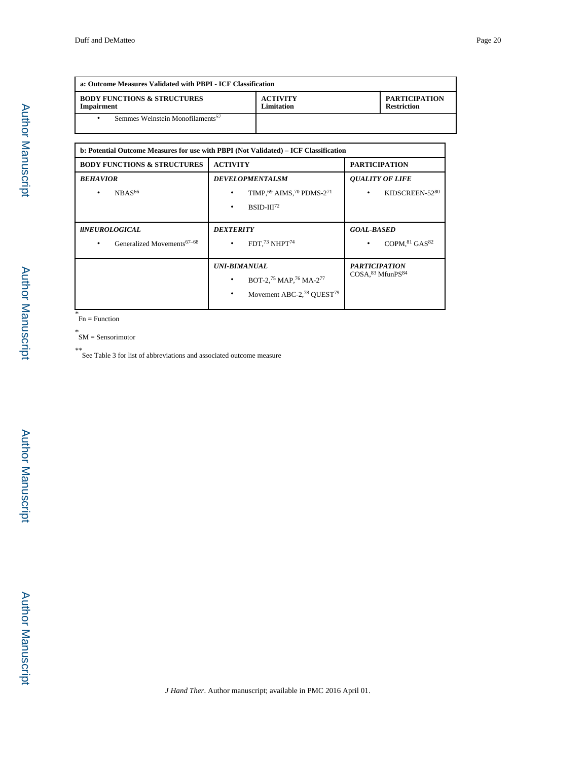| a: Outcome Measures Validated with PBPI - ICF Classification | | |
|---|---|---|
| **BODY FUNCTIONS & STRUCTURES Impairment** | **ACTIVITY Limitation** | **PARTICIPATION Restriction** |
| • Semmes Weinstein Monofilaments[57] | | |

| b: Potential Outcome Measures for use with PBPI (Not Validated) – ICF Classification | | |
|---|---|---|
| **BODY FUNCTIONS & STRUCTURES** | **ACTIVITY** | **PARTICIPATION** |
| ***BEHAVIOR*** <br> • NBAS[66] | ***DEVELOPMENTALSM*** <br> • TIMP,[69] AIMS,[70] PDMS-2[71] <br> • BSID-III[72] | ***QUALITY OF LIFE*** <br> • KIDSCREEN-52[80] |
| ***lINEUROLOGICAL*** <br> • Generalized Movements[67–68] | ***DEXTERITY*** <br> • FDT,[73] NHPT[74] | ***GOAL-BASED*** <br> • COPM,[81] GAS[82] |
| | ***UNI-BIMANUAL*** <br> • BOT-2,[75] MAP,[76] MA-2[77] <br> • Movement ABC-2,[78] QUEST[79] | ***PARTICIPATION*** <br> COSA,[83] MfunPS[84] |

\* Fn = Function

\* SM = Sensorimotor

\*\* See Table 3 for list of abbreviations and associated outcome measure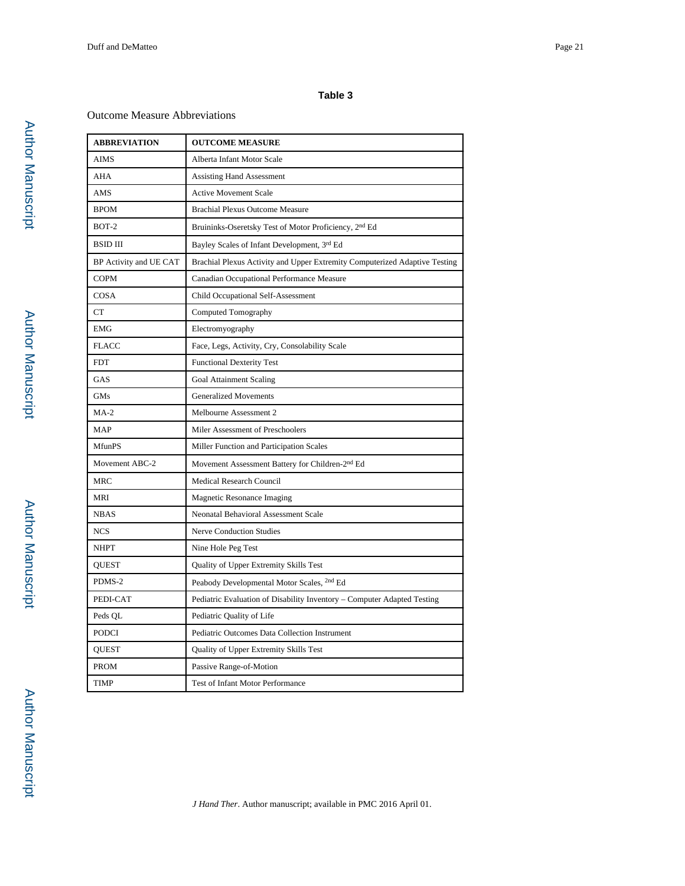**Table 3**

Outcome Measure Abbreviations

| ABBREVIATION | OUTCOME MEASURE |
|---|---|
| AIMS | Alberta Infant Motor Scale |
| AHA | Assisting Hand Assessment |
| AMS | Active Movement Scale |
| BPOM | Brachial Plexus Outcome Measure |
| BOT-2 | Bruininks-Oseretsky Test of Motor Proficiency, 2nd Ed |
| BSID III | Bayley Scales of Infant Development, 3rd Ed |
| BP Activity and UE CAT | Brachial Plexus Activity and Upper Extremity Computerized Adaptive Testing |
| COPM | Canadian Occupational Performance Measure |
| COSA | Child Occupational Self-Assessment |
| CT | Computed Tomography |
| EMG | Electromyography |
| FLACC | Face, Legs, Activity, Cry, Consolability Scale |
| FDT | Functional Dexterity Test |
| GAS | Goal Attainment Scaling |
| GMs | Generalized Movements |
| MA-2 | Melbourne Assessment 2 |
| MAP | Miler Assessment of Preschoolers |
| MfunPS | Miller Function and Participation Scales |
| Movement ABC-2 | Movement Assessment Battery for Children-2nd Ed |
| MRC | Medical Research Council |
| MRI | Magnetic Resonance Imaging |
| NBAS | Neonatal Behavioral Assessment Scale |
| NCS | Nerve Conduction Studies |
| NHPT | Nine Hole Peg Test |
| QUEST | Quality of Upper Extremity Skills Test |
| PDMS-2 | Peabody Developmental Motor Scales, 2nd Ed |
| PEDI-CAT | Pediatric Evaluation of Disability Inventory – Computer Adapted Testing |
| Peds QL | Pediatric Quality of Life |
| PODCI | Pediatric Outcomes Data Collection Instrument |
| QUEST | Quality of Upper Extremity Skills Test |
| PROM | Passive Range-of-Motion |
| TIMP | Test of Infant Motor Performance |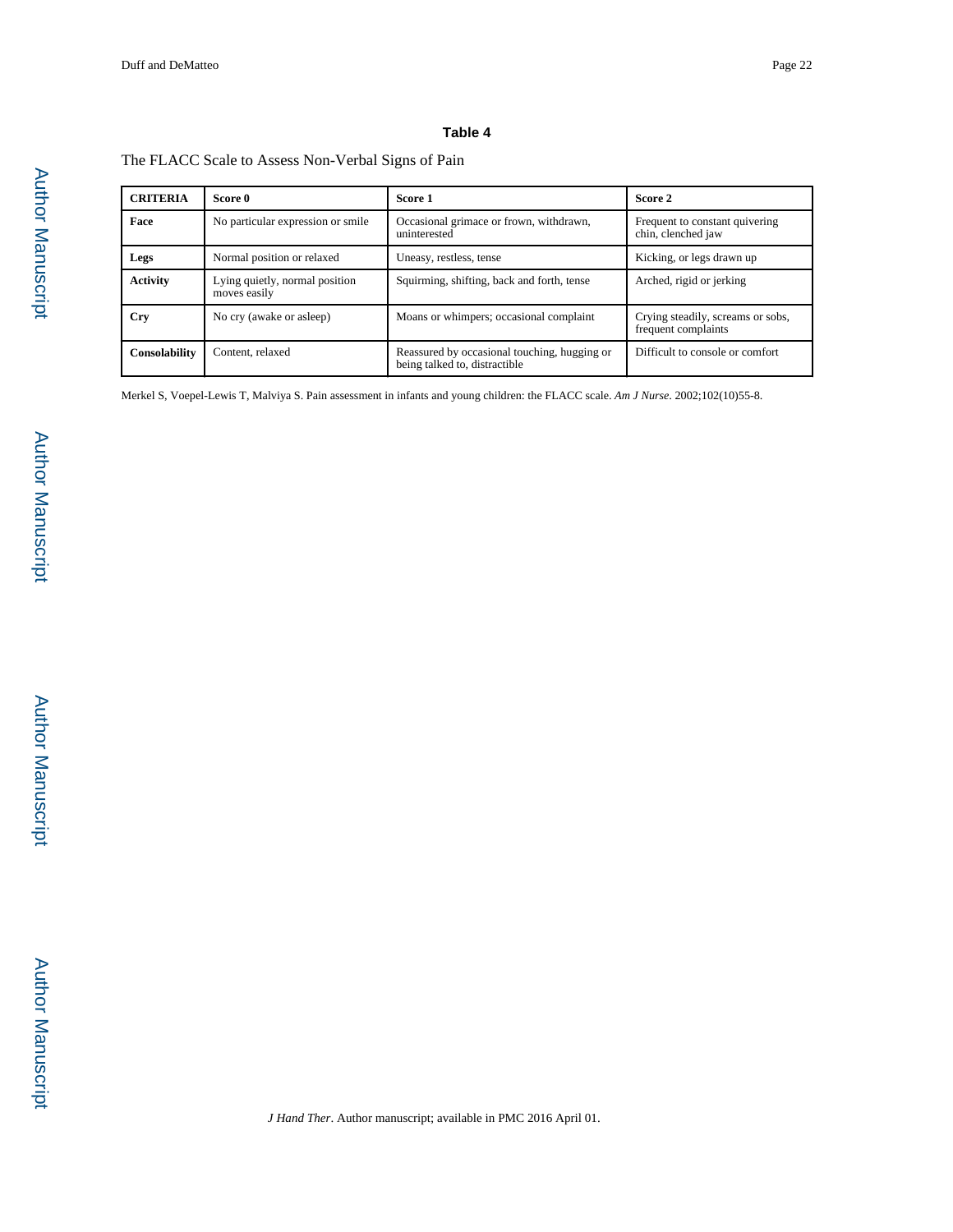### Table 4

The FLACC Scale to Assess Non-Verbal Signs of Pain

| CRITERIA | Score 0 | Score 1 | Score 2 |
|---|---|---|---|
| **Face** | No particular expression or smile | Occasional grimace or frown, withdrawn, uninterested | Frequent to constant quivering chin, clenched jaw |
| **Legs** | Normal position or relaxed | Uneasy, restless, tense | Kicking, or legs drawn up |
| **Activity** | Lying quietly, normal position moves easily | Squirming, shifting, back and forth, tense | Arched, rigid or jerking |
| **Cry** | No cry (awake or asleep) | Moans or whimpers; occasional complaint | Crying steadily, screams or sobs, frequent complaints |
| **Consolability** | Content, relaxed | Reassured by occasional touching, hugging or being talked to, distractible | Difficult to console or comfort |

Merkel S, Voepel-Lewis T, Malviya S. Pain assessment in infants and young children: the FLACC scale. *Am J Nurse*. 2002;102(10)55-8.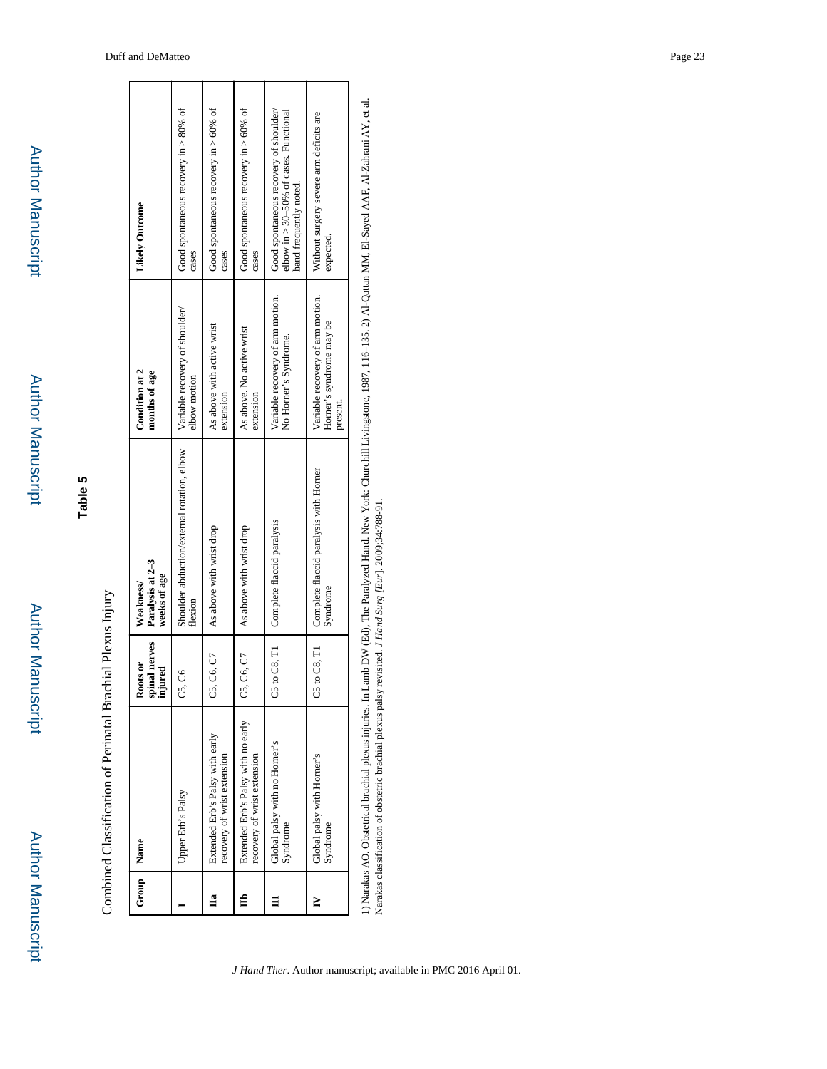## Table 5

Combined Classification of Perinatal Brachial Plexus Injury

| Group | Name | Roots or spinal nerves injured | Weakness/ Paralysis at 2–3 weeks of age | Condition at 2 months of age | Likely Outcome |
|---|---|---|---|---|---|
| I | Upper Erb's Palsy | C5, C6 | Shoulder abduction/external rotation, elbow flexion | Variable recovery of shoulder/ elbow motion | Good spontaneous recovery in > 80% of cases |
| IIa | Extended Erb's Palsy with early recovery of wrist extension | C5, C6, C7 | As above with wrist drop | As above with active wrist extension | Good spontaneous recovery in > 60% of cases |
| IIb | Extended Erb's Palsy with no early recovery of wrist extension | C5, C6, C7 | As above with wrist drop | As above. No active wrist extension | Good spontaneous recovery in > 60% of cases |
| III | Global palsy with no Horner's Syndrome | C5 to C8, T1 | Complete flaccid paralysis | Variable recovery of arm motion. No Horner's Syndrome. | Good spontaneous recovery of shoulder/ elbow in > 30–50% of cases. Functional hand frequently noted. |
| IV | Global palsy with Horner's Syndrome | C5 to C8, T1 | Complete flaccid paralysis with Horner Syndrome | Variable recovery of arm motion. Horner's syndrome may be present. | Without surgery severe arm deficits are expected. |

1) Narakas AO. Obstetrical brachial plexus injuries. In Lamb DW (Ed), The Paralyzed Hand. New York: Churchill Livingstone, 1987, 116–135. 2) Al-Qattan MM, El-Sayed AAF, Al-Zahrani AY, et al. Narakas classification of obstetric brachial plexus palsy revisited. *J Hand Surg [Eur]*. 2009;34:788-91.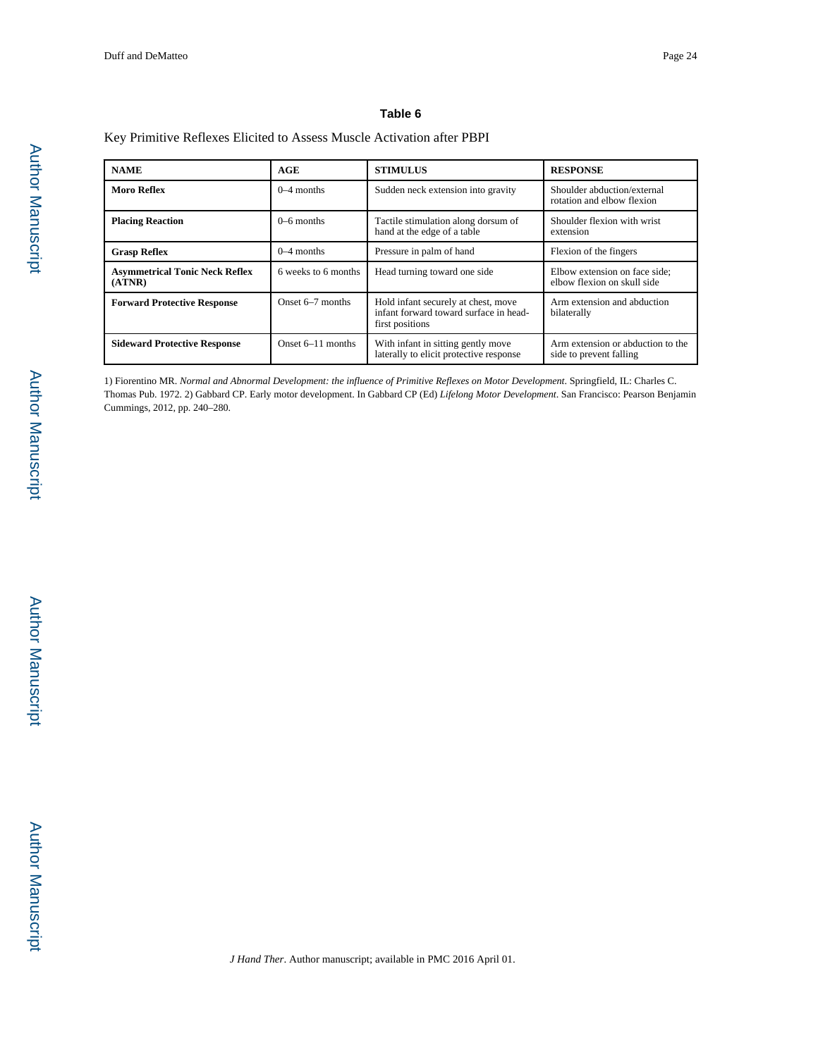## Table 6

Key Primitive Reflexes Elicited to Assess Muscle Activation after PBPI

| NAME | AGE | STIMULUS | RESPONSE |
|---|---|---|---|
| **Moro Reflex** | 0–4 months | Sudden neck extension into gravity | Shoulder abduction/external rotation and elbow flexion |
| **Placing Reaction** | 0–6 months | Tactile stimulation along dorsum of hand at the edge of a table | Shoulder flexion with wrist extension |
| **Grasp Reflex** | 0–4 months | Pressure in palm of hand | Flexion of the fingers |
| **Asymmetrical Tonic Neck Reflex (ATNR)** | 6 weeks to 6 months | Head turning toward one side | Elbow extension on face side; elbow flexion on skull side |
| **Forward Protective Response** | Onset 6–7 months | Hold infant securely at chest, move infant forward toward surface in head-first positions | Arm extension and abduction bilaterally |
| **Sideward Protective Response** | Onset 6–11 months | With infant in sitting gently move laterally to elicit protective response | Arm extension or abduction to the side to prevent falling |

1) Fiorentino MR. *Normal and Abnormal Development: the influence of Primitive Reflexes on Motor Development*. Springfield, IL: Charles C. Thomas Pub. 1972. 2) Gabbard CP. Early motor development. In Gabbard CP (Ed) *Lifelong Motor Development*. San Francisco: Pearson Benjamin Cummings, 2012, pp. 240–280.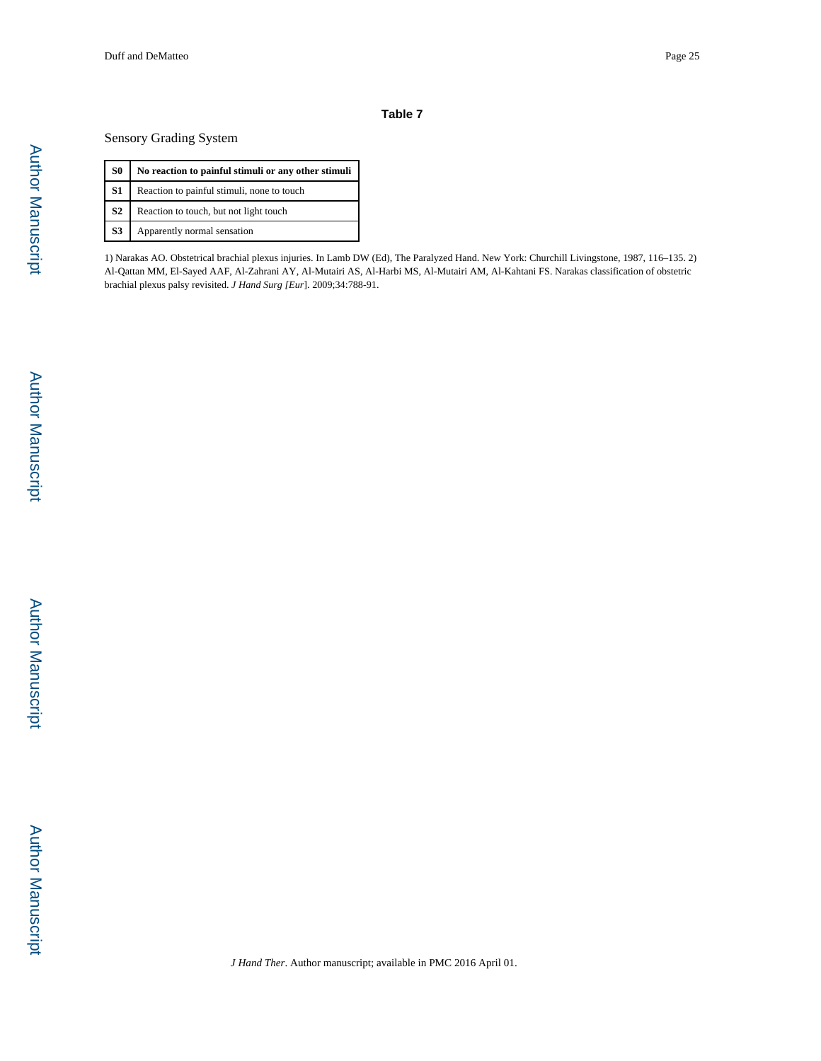**Table 7**

Sensory Grading System

| | |
|---|---|
| **S0** | **No reaction to painful stimuli or any other stimuli** |
| **S1** | Reaction to painful stimuli, none to touch |
| **S2** | Reaction to touch, but not light touch |
| **S3** | Apparently normal sensation |

1) Narakas AO. Obstetrical brachial plexus injuries. In Lamb DW (Ed), The Paralyzed Hand. New York: Churchill Livingstone, 1987, 116–135. 2) Al-Qattan MM, El-Sayed AAF, Al-Zahrani AY, Al-Mutairi AS, Al-Harbi MS, Al-Mutairi AM, Al-Kahtani FS. Narakas classification of obstetric brachial plexus palsy revisited. *J Hand Surg [Eur*]. 2009;34:788-91.